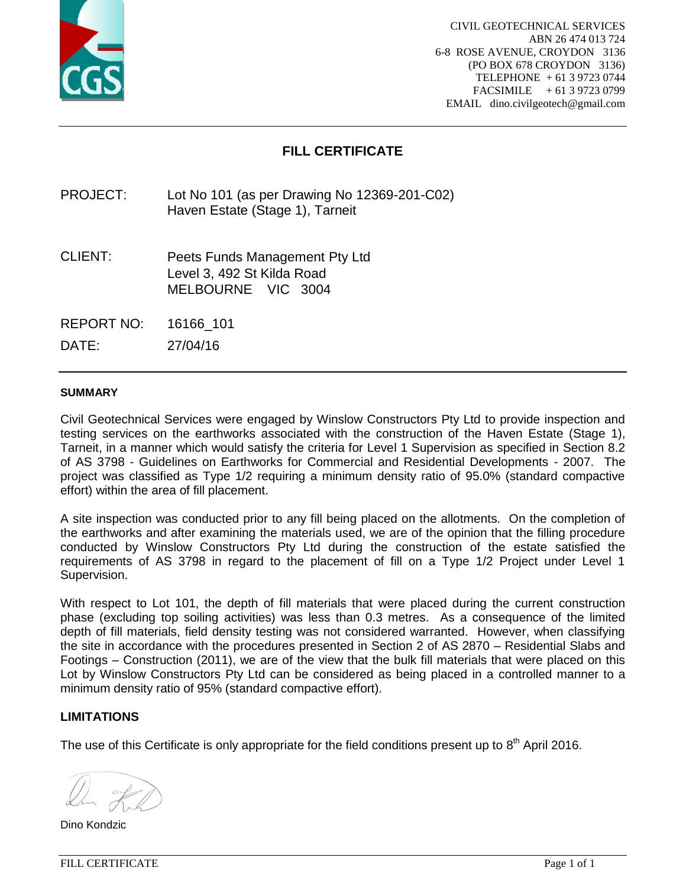CIVIL GEOTECHNICAL SERVICES
ABN 26 474 013 724
6-8 ROSE AVENUE, CROYDON 3136
(PO BOX 678 CROYDON 3136)
TELEPHONE + 61 3 9723 0744
FACSIMILE + 61 3 9723 0799
EMAIL dino.civilgeotech@gmail.com

# FILL CERTIFICATE

| | |
|---|---|
| PROJECT: | Lot No 101 (as per Drawing No 12369-201-C02)<br>Haven Estate (Stage 1), Tarneit |
| CLIENT: | Peets Funds Management Pty Ltd<br>Level 3, 492 St Kilda Road<br>MELBOURNE VIC 3004 |
| REPORT NO: | 16166_101 |
| DATE: | 27/04/16 |

## SUMMARY

Civil Geotechnical Services were engaged by Winslow Constructors Pty Ltd to provide inspection and testing services on the earthworks associated with the construction of the Haven Estate (Stage 1), Tarneit, in a manner which would satisfy the criteria for Level 1 Supervision as specified in Section 8.2 of AS 3798 - Guidelines on Earthworks for Commercial and Residential Developments - 2007. The project was classified as Type 1/2 requiring a minimum density ratio of 95.0% (standard compactive effort) within the area of fill placement.

A site inspection was conducted prior to any fill being placed on the allotments. On the completion of the earthworks and after examining the materials used, we are of the opinion that the filling procedure conducted by Winslow Constructors Pty Ltd during the construction of the estate satisfied the requirements of AS 3798 in regard to the placement of fill on a Type 1/2 Project under Level 1 Supervision.

With respect to Lot 101, the depth of fill materials that were placed during the current construction phase (excluding top soiling activities) was less than 0.3 metres. As a consequence of the limited depth of fill materials, field density testing was not considered warranted. However, when classifying the site in accordance with the procedures presented in Section 2 of AS 2870 – Residential Slabs and Footings – Construction (2011), we are of the view that the bulk fill materials that were placed on this Lot by Winslow Constructors Pty Ltd can be considered as being placed in a controlled manner to a minimum density ratio of 95% (standard compactive effort).

## LIMITATIONS

The use of this Certificate is only appropriate for the field conditions present up to 8th April 2016.

Dino Kondzic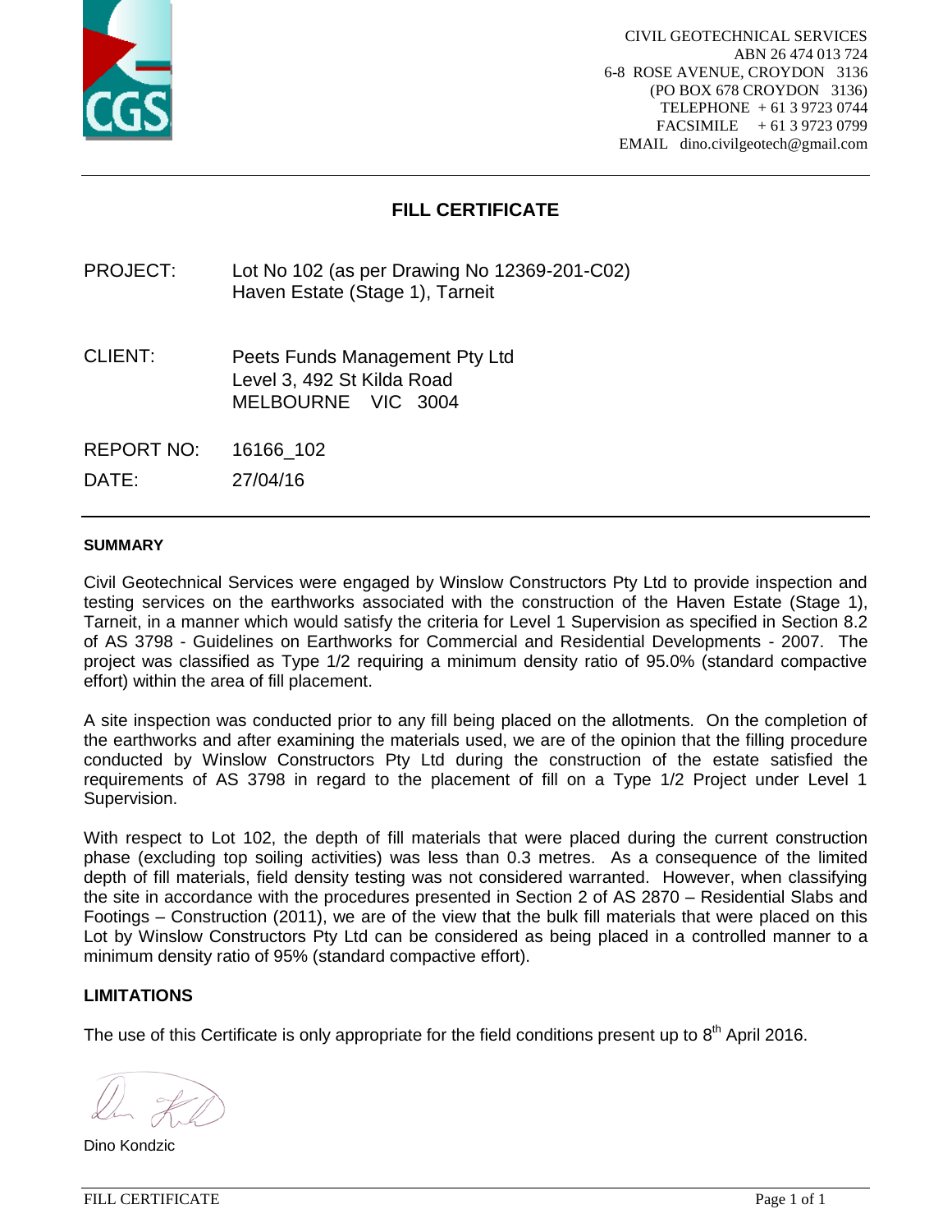CIVIL GEOTECHNICAL SERVICES
ABN 26 474 013 724
6-8 ROSE AVENUE, CROYDON 3136
(PO BOX 678 CROYDON 3136)
TELEPHONE + 61 3 9723 0744
FACSIMILE + 61 3 9723 0799
EMAIL dino.civilgeotech@gmail.com

# FILL CERTIFICATE

PROJECT: Lot No 102 (as per Drawing No 12369-201-C02)
Haven Estate (Stage 1), Tarneit

CLIENT: Peets Funds Management Pty Ltd
Level 3, 492 St Kilda Road
MELBOURNE VIC 3004

REPORT NO: 16166_102

DATE: 27/04/16

## SUMMARY

Civil Geotechnical Services were engaged by Winslow Constructors Pty Ltd to provide inspection and testing services on the earthworks associated with the construction of the Haven Estate (Stage 1), Tarneit, in a manner which would satisfy the criteria for Level 1 Supervision as specified in Section 8.2 of AS 3798 - Guidelines on Earthworks for Commercial and Residential Developments - 2007. The project was classified as Type 1/2 requiring a minimum density ratio of 95.0% (standard compactive effort) within the area of fill placement.

A site inspection was conducted prior to any fill being placed on the allotments. On the completion of the earthworks and after examining the materials used, we are of the opinion that the filling procedure conducted by Winslow Constructors Pty Ltd during the construction of the estate satisfied the requirements of AS 3798 in regard to the placement of fill on a Type 1/2 Project under Level 1 Supervision.

With respect to Lot 102, the depth of fill materials that were placed during the current construction phase (excluding top soiling activities) was less than 0.3 metres. As a consequence of the limited depth of fill materials, field density testing was not considered warranted. However, when classifying the site in accordance with the procedures presented in Section 2 of AS 2870 – Residential Slabs and Footings – Construction (2011), we are of the view that the bulk fill materials that were placed on this Lot by Winslow Constructors Pty Ltd can be considered as being placed in a controlled manner to a minimum density ratio of 95% (standard compactive effort).

## LIMITATIONS

The use of this Certificate is only appropriate for the field conditions present up to 8th April 2016.

Dino Kondzic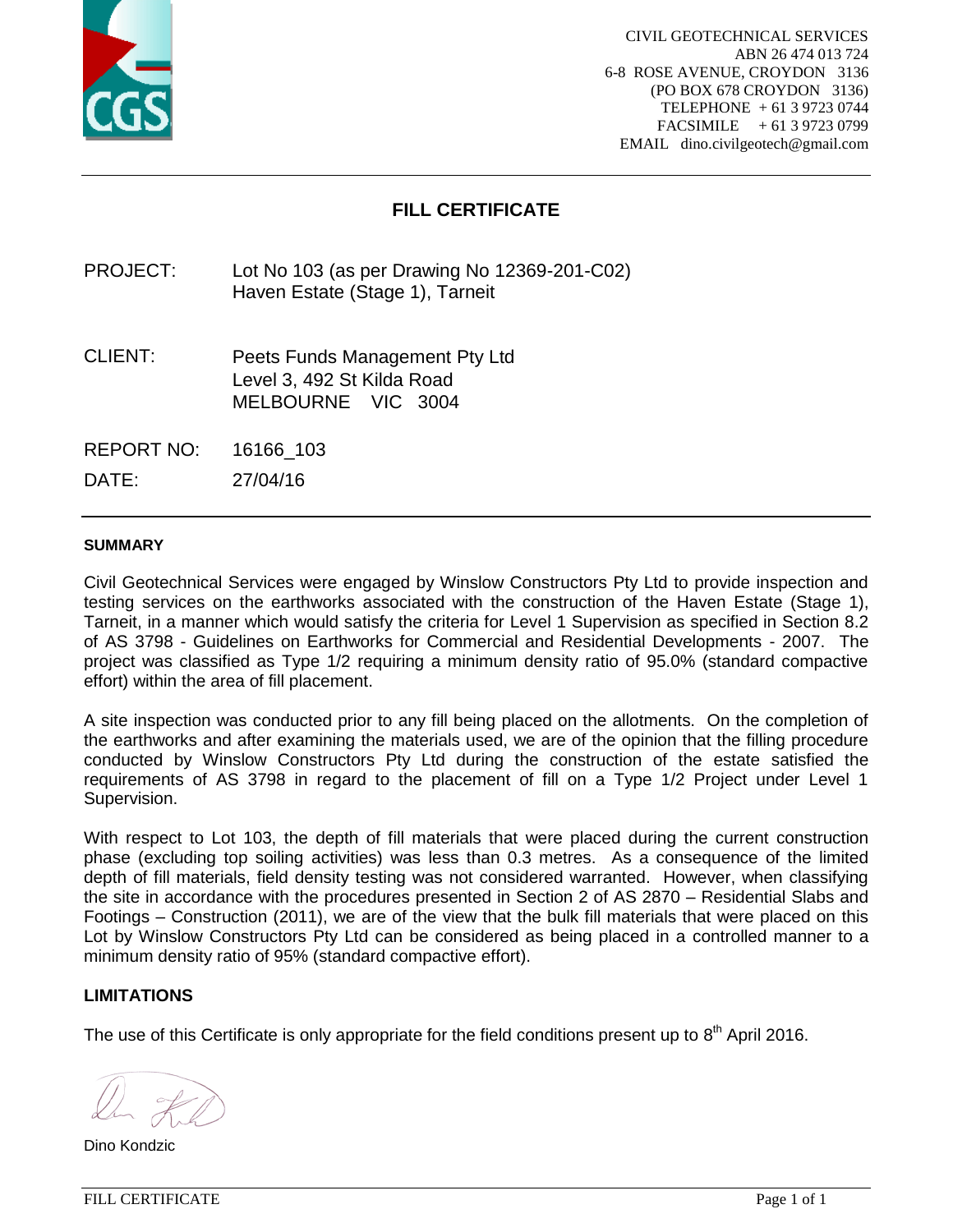CIVIL GEOTECHNICAL SERVICES
ABN 26 474 013 724
6-8 ROSE AVENUE, CROYDON 3136
(PO BOX 678 CROYDON 3136)
TELEPHONE + 61 3 9723 0744
FACSIMILE + 61 3 9723 0799
EMAIL dino.civilgeotech@gmail.com

# FILL CERTIFICATE

| | |
|---|---|
| PROJECT: | Lot No 103 (as per Drawing No 12369-201-C02)<br>Haven Estate (Stage 1), Tarneit |
| CLIENT: | Peets Funds Management Pty Ltd<br>Level 3, 492 St Kilda Road<br>MELBOURNE VIC 3004 |
| REPORT NO: | 16166_103 |
| DATE: | 27/04/16 |

## SUMMARY

Civil Geotechnical Services were engaged by Winslow Constructors Pty Ltd to provide inspection and testing services on the earthworks associated with the construction of the Haven Estate (Stage 1), Tarneit, in a manner which would satisfy the criteria for Level 1 Supervision as specified in Section 8.2 of AS 3798 - Guidelines on Earthworks for Commercial and Residential Developments - 2007. The project was classified as Type 1/2 requiring a minimum density ratio of 95.0% (standard compactive effort) within the area of fill placement.

A site inspection was conducted prior to any fill being placed on the allotments. On the completion of the earthworks and after examining the materials used, we are of the opinion that the filling procedure conducted by Winslow Constructors Pty Ltd during the construction of the estate satisfied the requirements of AS 3798 in regard to the placement of fill on a Type 1/2 Project under Level 1 Supervision.

With respect to Lot 103, the depth of fill materials that were placed during the current construction phase (excluding top soiling activities) was less than 0.3 metres. As a consequence of the limited depth of fill materials, field density testing was not considered warranted. However, when classifying the site in accordance with the procedures presented in Section 2 of AS 2870 – Residential Slabs and Footings – Construction (2011), we are of the view that the bulk fill materials that were placed on this Lot by Winslow Constructors Pty Ltd can be considered as being placed in a controlled manner to a minimum density ratio of 95% (standard compactive effort).

## LIMITATIONS

The use of this Certificate is only appropriate for the field conditions present up to 8th April 2016.

Dino Kondzic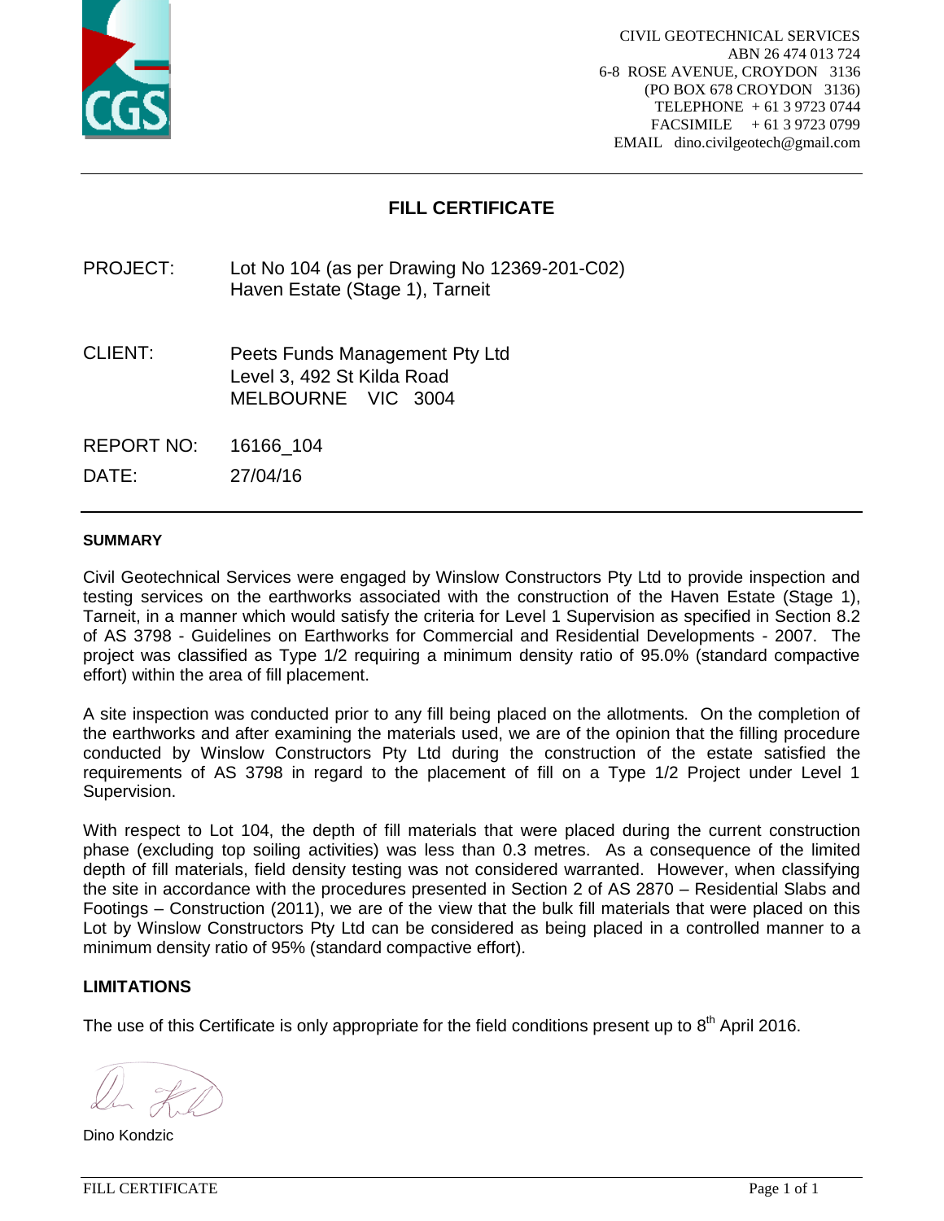CIVIL GEOTECHNICAL SERVICES
ABN 26 474 013 724
6-8 ROSE AVENUE, CROYDON 3136
(PO BOX 678 CROYDON 3136)
TELEPHONE + 61 3 9723 0744
FACSIMILE + 61 3 9723 0799
EMAIL dino.civilgeotech@gmail.com

# FILL CERTIFICATE

PROJECT: Lot No 104 (as per Drawing No 12369-201-C02)
Haven Estate (Stage 1), Tarneit

CLIENT: Peets Funds Management Pty Ltd
Level 3, 492 St Kilda Road
MELBOURNE VIC 3004

REPORT NO: 16166_104

DATE: 27/04/16

## SUMMARY

Civil Geotechnical Services were engaged by Winslow Constructors Pty Ltd to provide inspection and testing services on the earthworks associated with the construction of the Haven Estate (Stage 1), Tarneit, in a manner which would satisfy the criteria for Level 1 Supervision as specified in Section 8.2 of AS 3798 - Guidelines on Earthworks for Commercial and Residential Developments - 2007. The project was classified as Type 1/2 requiring a minimum density ratio of 95.0% (standard compactive effort) within the area of fill placement.

A site inspection was conducted prior to any fill being placed on the allotments. On the completion of the earthworks and after examining the materials used, we are of the opinion that the filling procedure conducted by Winslow Constructors Pty Ltd during the construction of the estate satisfied the requirements of AS 3798 in regard to the placement of fill on a Type 1/2 Project under Level 1 Supervision.

With respect to Lot 104, the depth of fill materials that were placed during the current construction phase (excluding top soiling activities) was less than 0.3 metres. As a consequence of the limited depth of fill materials, field density testing was not considered warranted. However, when classifying the site in accordance with the procedures presented in Section 2 of AS 2870 – Residential Slabs and Footings – Construction (2011), we are of the view that the bulk fill materials that were placed on this Lot by Winslow Constructors Pty Ltd can be considered as being placed in a controlled manner to a minimum density ratio of 95% (standard compactive effort).

## LIMITATIONS

The use of this Certificate is only appropriate for the field conditions present up to 8th April 2016.

Dino Kondzic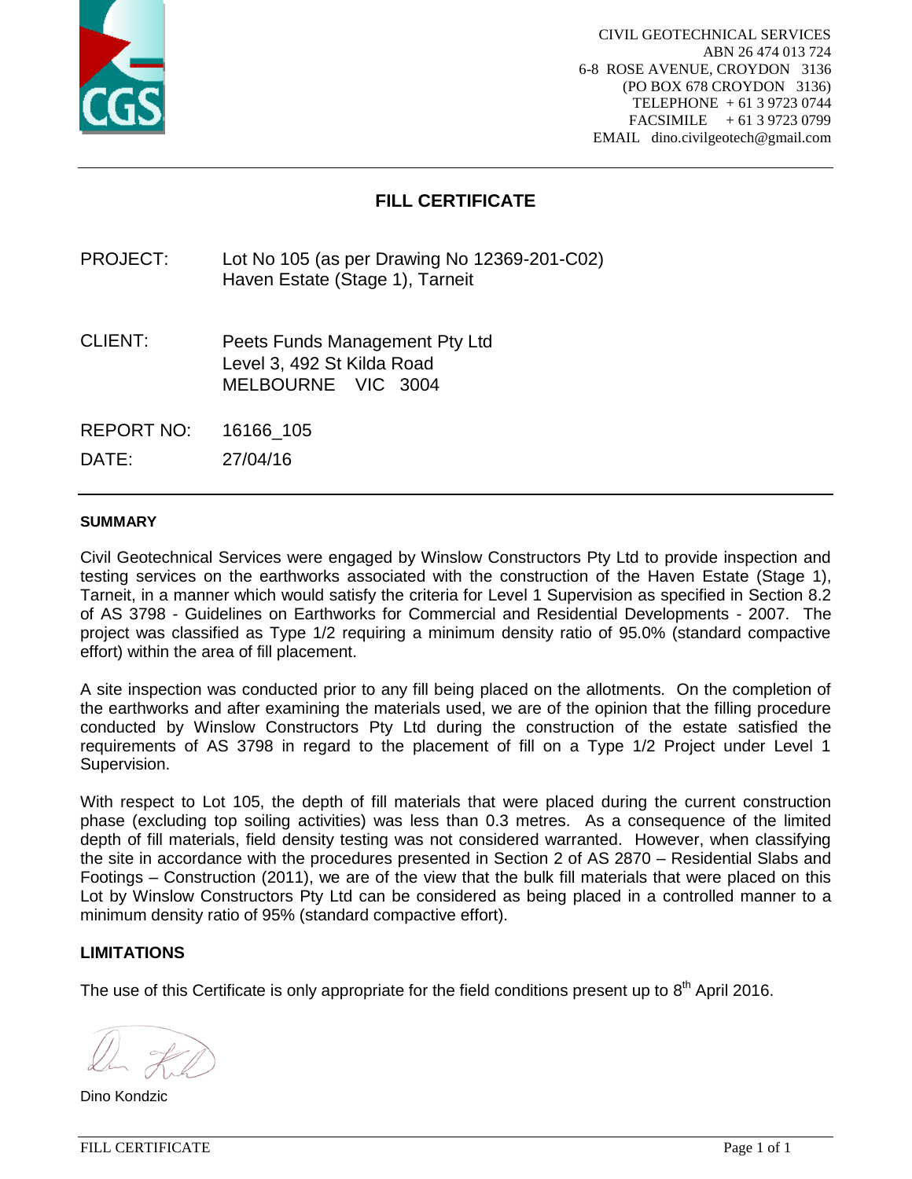CIVIL GEOTECHNICAL SERVICES
ABN 26 474 013 724
6-8 ROSE AVENUE, CROYDON 3136
(PO BOX 678 CROYDON 3136)
TELEPHONE + 61 3 9723 0744
FACSIMILE + 61 3 9723 0799
EMAIL dino.civilgeotech@gmail.com

# FILL CERTIFICATE

PROJECT: Lot No 105 (as per Drawing No 12369-201-C02)
Haven Estate (Stage 1), Tarneit

CLIENT: Peets Funds Management Pty Ltd
Level 3, 492 St Kilda Road
MELBOURNE VIC 3004

REPORT NO: 16166_105

DATE: 27/04/16

## SUMMARY

Civil Geotechnical Services were engaged by Winslow Constructors Pty Ltd to provide inspection and testing services on the earthworks associated with the construction of the Haven Estate (Stage 1), Tarneit, in a manner which would satisfy the criteria for Level 1 Supervision as specified in Section 8.2 of AS 3798 - Guidelines on Earthworks for Commercial and Residential Developments - 2007. The project was classified as Type 1/2 requiring a minimum density ratio of 95.0% (standard compactive effort) within the area of fill placement.

A site inspection was conducted prior to any fill being placed on the allotments. On the completion of the earthworks and after examining the materials used, we are of the opinion that the filling procedure conducted by Winslow Constructors Pty Ltd during the construction of the estate satisfied the requirements of AS 3798 in regard to the placement of fill on a Type 1/2 Project under Level 1 Supervision.

With respect to Lot 105, the depth of fill materials that were placed during the current construction phase (excluding top soiling activities) was less than 0.3 metres. As a consequence of the limited depth of fill materials, field density testing was not considered warranted. However, when classifying the site in accordance with the procedures presented in Section 2 of AS 2870 – Residential Slabs and Footings – Construction (2011), we are of the view that the bulk fill materials that were placed on this Lot by Winslow Constructors Pty Ltd can be considered as being placed in a controlled manner to a minimum density ratio of 95% (standard compactive effort).

## LIMITATIONS

The use of this Certificate is only appropriate for the field conditions present up to 8th April 2016.

Dino Kondzic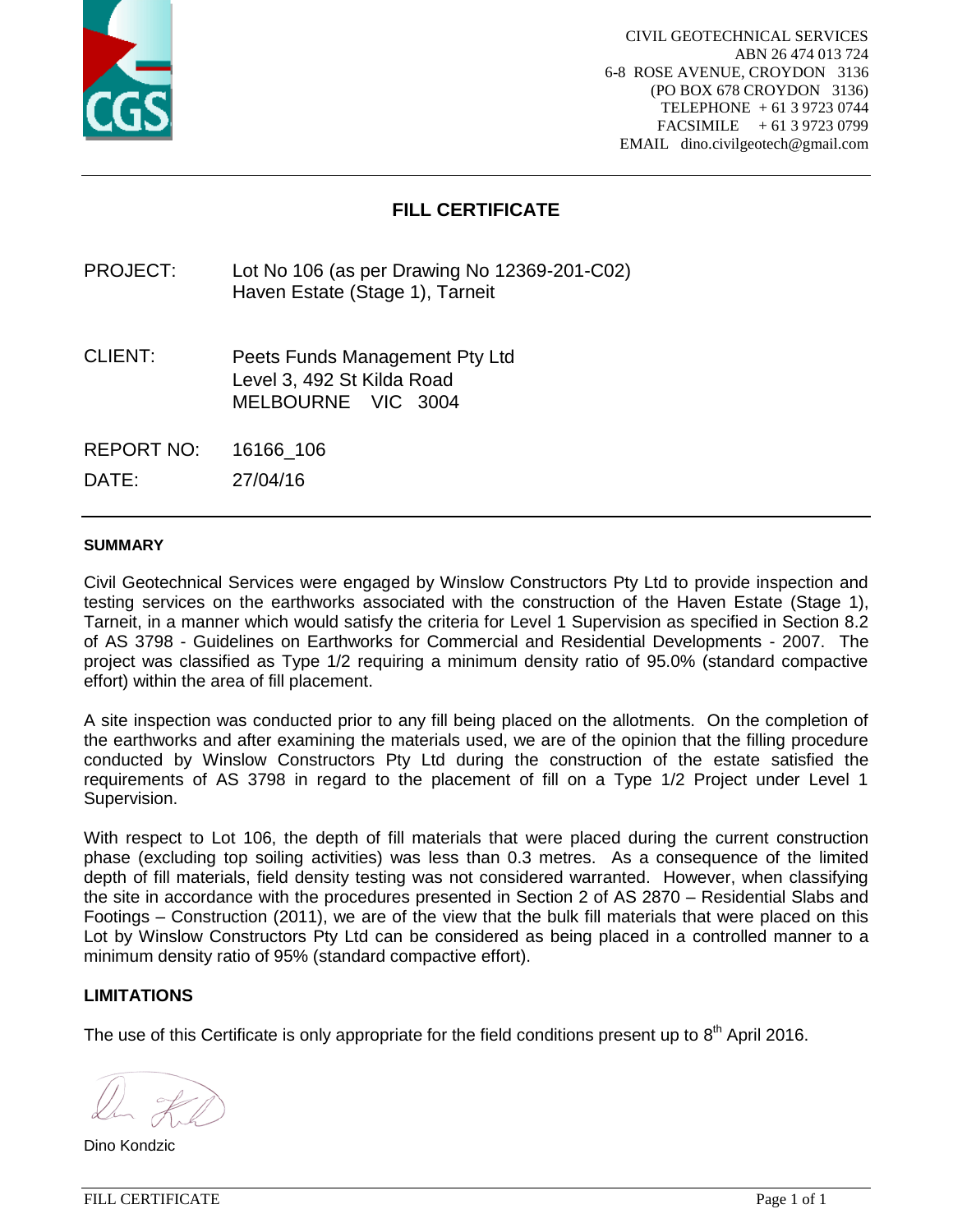CIVIL GEOTECHNICAL SERVICES
ABN 26 474 013 724
6-8 ROSE AVENUE, CROYDON 3136
(PO BOX 678 CROYDON 3136)
TELEPHONE + 61 3 9723 0744
FACSIMILE + 61 3 9723 0799
EMAIL dino.civilgeotech@gmail.com

# FILL CERTIFICATE

PROJECT: Lot No 106 (as per Drawing No 12369-201-C02)
Haven Estate (Stage 1), Tarneit

CLIENT: Peets Funds Management Pty Ltd
Level 3, 492 St Kilda Road
MELBOURNE VIC 3004

REPORT NO: 16166_106

DATE: 27/04/16

## SUMMARY

Civil Geotechnical Services were engaged by Winslow Constructors Pty Ltd to provide inspection and testing services on the earthworks associated with the construction of the Haven Estate (Stage 1), Tarneit, in a manner which would satisfy the criteria for Level 1 Supervision as specified in Section 8.2 of AS 3798 - Guidelines on Earthworks for Commercial and Residential Developments - 2007. The project was classified as Type 1/2 requiring a minimum density ratio of 95.0% (standard compactive effort) within the area of fill placement.

A site inspection was conducted prior to any fill being placed on the allotments. On the completion of the earthworks and after examining the materials used, we are of the opinion that the filling procedure conducted by Winslow Constructors Pty Ltd during the construction of the estate satisfied the requirements of AS 3798 in regard to the placement of fill on a Type 1/2 Project under Level 1 Supervision.

With respect to Lot 106, the depth of fill materials that were placed during the current construction phase (excluding top soiling activities) was less than 0.3 metres. As a consequence of the limited depth of fill materials, field density testing was not considered warranted. However, when classifying the site in accordance with the procedures presented in Section 2 of AS 2870 – Residential Slabs and Footings – Construction (2011), we are of the view that the bulk fill materials that were placed on this Lot by Winslow Constructors Pty Ltd can be considered as being placed in a controlled manner to a minimum density ratio of 95% (standard compactive effort).

## LIMITATIONS

The use of this Certificate is only appropriate for the field conditions present up to 8th April 2016.

Dino Kondzic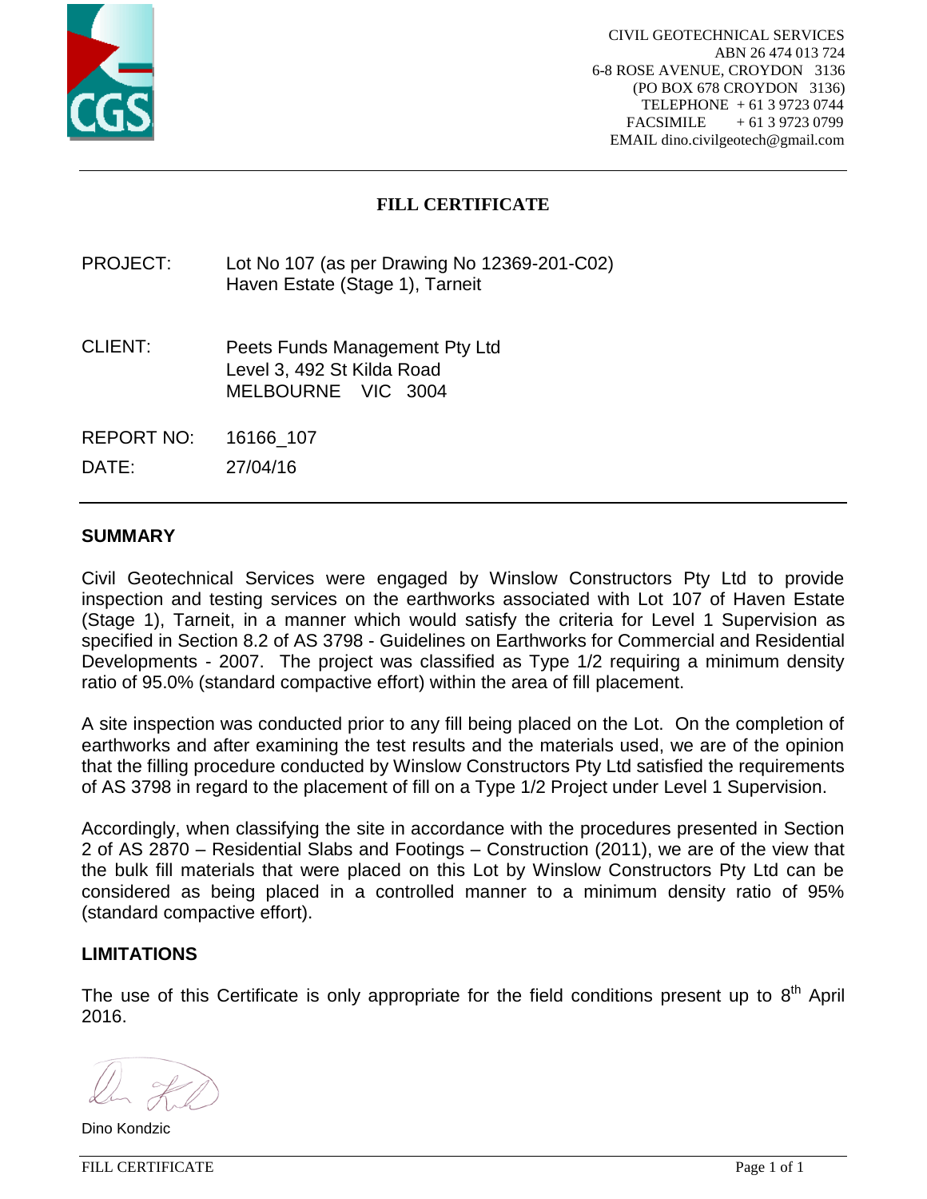CIVIL GEOTECHNICAL SERVICES
ABN 26 474 013 724
6-8 ROSE AVENUE, CROYDON 3136
(PO BOX 678 CROYDON 3136)
TELEPHONE + 61 3 9723 0744
FACSIMILE + 61 3 9723 0799
EMAIL dino.civilgeotech@gmail.com

# FILL CERTIFICATE

PROJECT: Lot No 107 (as per Drawing No 12369-201-C02)
Haven Estate (Stage 1), Tarneit

CLIENT: Peets Funds Management Pty Ltd
Level 3, 492 St Kilda Road
MELBOURNE VIC 3004

REPORT NO: 16166_107

DATE: 27/04/16

## SUMMARY

Civil Geotechnical Services were engaged by Winslow Constructors Pty Ltd to provide inspection and testing services on the earthworks associated with Lot 107 of Haven Estate (Stage 1), Tarneit, in a manner which would satisfy the criteria for Level 1 Supervision as specified in Section 8.2 of AS 3798 - Guidelines on Earthworks for Commercial and Residential Developments - 2007. The project was classified as Type 1/2 requiring a minimum density ratio of 95.0% (standard compactive effort) within the area of fill placement.

A site inspection was conducted prior to any fill being placed on the Lot. On the completion of earthworks and after examining the test results and the materials used, we are of the opinion that the filling procedure conducted by Winslow Constructors Pty Ltd satisfied the requirements of AS 3798 in regard to the placement of fill on a Type 1/2 Project under Level 1 Supervision.

Accordingly, when classifying the site in accordance with the procedures presented in Section 2 of AS 2870 – Residential Slabs and Footings – Construction (2011), we are of the view that the bulk fill materials that were placed on this Lot by Winslow Constructors Pty Ltd can be considered as being placed in a controlled manner to a minimum density ratio of 95% (standard compactive effort).

## LIMITATIONS

The use of this Certificate is only appropriate for the field conditions present up to 8th April 2016.

Dino Kondzic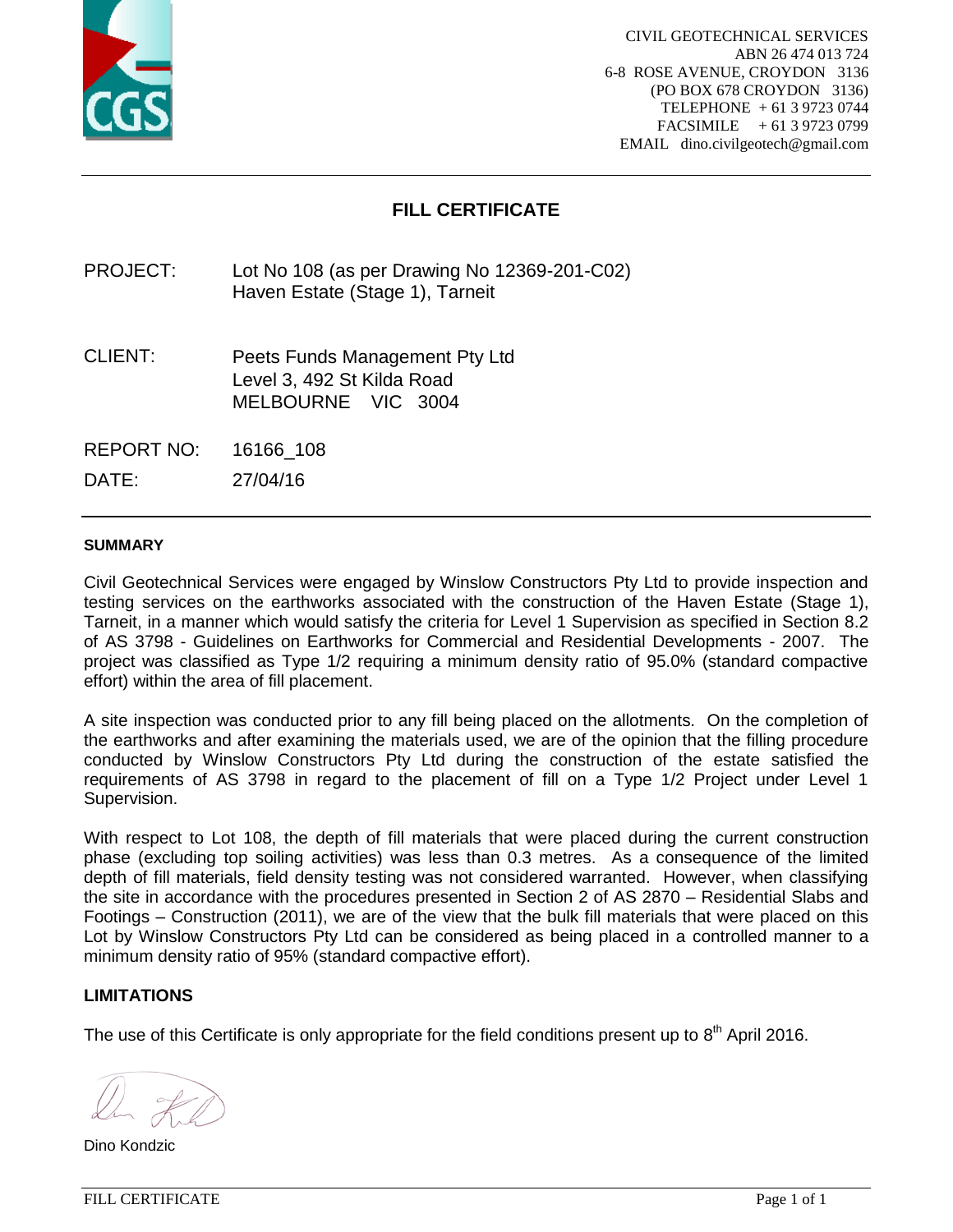CIVIL GEOTECHNICAL SERVICES
ABN 26 474 013 724
6-8 ROSE AVENUE, CROYDON 3136
(PO BOX 678 CROYDON 3136)
TELEPHONE + 61 3 9723 0744
FACSIMILE + 61 3 9723 0799
EMAIL dino.civilgeotech@gmail.com

# FILL CERTIFICATE

PROJECT: Lot No 108 (as per Drawing No 12369-201-C02)
Haven Estate (Stage 1), Tarneit

CLIENT: Peets Funds Management Pty Ltd
Level 3, 492 St Kilda Road
MELBOURNE VIC 3004

REPORT NO: 16166_108

DATE: 27/04/16

## SUMMARY

Civil Geotechnical Services were engaged by Winslow Constructors Pty Ltd to provide inspection and testing services on the earthworks associated with the construction of the Haven Estate (Stage 1), Tarneit, in a manner which would satisfy the criteria for Level 1 Supervision as specified in Section 8.2 of AS 3798 - Guidelines on Earthworks for Commercial and Residential Developments - 2007. The project was classified as Type 1/2 requiring a minimum density ratio of 95.0% (standard compactive effort) within the area of fill placement.

A site inspection was conducted prior to any fill being placed on the allotments. On the completion of the earthworks and after examining the materials used, we are of the opinion that the filling procedure conducted by Winslow Constructors Pty Ltd during the construction of the estate satisfied the requirements of AS 3798 in regard to the placement of fill on a Type 1/2 Project under Level 1 Supervision.

With respect to Lot 108, the depth of fill materials that were placed during the current construction phase (excluding top soiling activities) was less than 0.3 metres. As a consequence of the limited depth of fill materials, field density testing was not considered warranted. However, when classifying the site in accordance with the procedures presented in Section 2 of AS 2870 – Residential Slabs and Footings – Construction (2011), we are of the view that the bulk fill materials that were placed on this Lot by Winslow Constructors Pty Ltd can be considered as being placed in a controlled manner to a minimum density ratio of 95% (standard compactive effort).

## LIMITATIONS

The use of this Certificate is only appropriate for the field conditions present up to 8th April 2016.

Dino Kondzic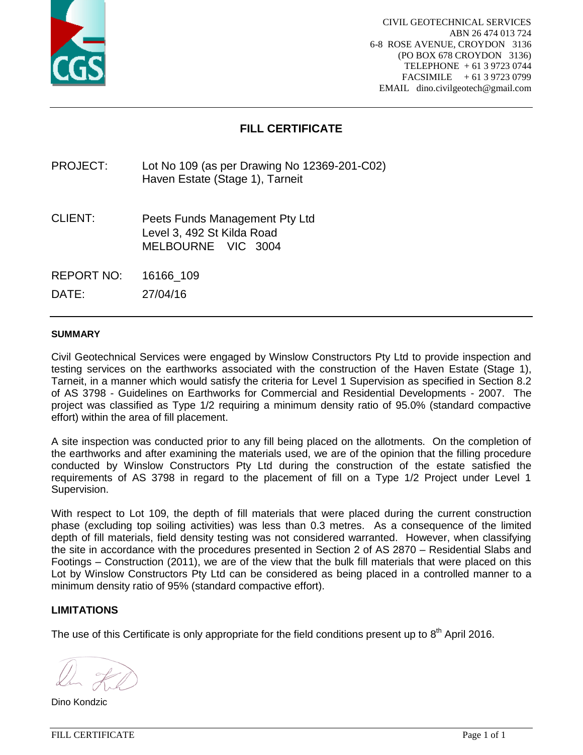CIVIL GEOTECHNICAL SERVICES
ABN 26 474 013 724
6-8 ROSE AVENUE, CROYDON 3136
(PO BOX 678 CROYDON 3136)
TELEPHONE + 61 3 9723 0744
FACSIMILE + 61 3 9723 0799
EMAIL dino.civilgeotech@gmail.com

# FILL CERTIFICATE

| | |
|---|---|
| PROJECT: | Lot No 109 (as per Drawing No 12369-201-C02)<br>Haven Estate (Stage 1), Tarneit |
| CLIENT: | Peets Funds Management Pty Ltd<br>Level 3, 492 St Kilda Road<br>MELBOURNE VIC 3004 |
| REPORT NO: | 16166_109 |
| DATE: | 27/04/16 |

### SUMMARY

Civil Geotechnical Services were engaged by Winslow Constructors Pty Ltd to provide inspection and testing services on the earthworks associated with the construction of the Haven Estate (Stage 1), Tarneit, in a manner which would satisfy the criteria for Level 1 Supervision as specified in Section 8.2 of AS 3798 - Guidelines on Earthworks for Commercial and Residential Developments - 2007. The project was classified as Type 1/2 requiring a minimum density ratio of 95.0% (standard compactive effort) within the area of fill placement.

A site inspection was conducted prior to any fill being placed on the allotments. On the completion of the earthworks and after examining the materials used, we are of the opinion that the filling procedure conducted by Winslow Constructors Pty Ltd during the construction of the estate satisfied the requirements of AS 3798 in regard to the placement of fill on a Type 1/2 Project under Level 1 Supervision.

With respect to Lot 109, the depth of fill materials that were placed during the current construction phase (excluding top soiling activities) was less than 0.3 metres. As a consequence of the limited depth of fill materials, field density testing was not considered warranted. However, when classifying the site in accordance with the procedures presented in Section 2 of AS 2870 – Residential Slabs and Footings – Construction (2011), we are of the view that the bulk fill materials that were placed on this Lot by Winslow Constructors Pty Ltd can be considered as being placed in a controlled manner to a minimum density ratio of 95% (standard compactive effort).

### LIMITATIONS

The use of this Certificate is only appropriate for the field conditions present up to 8th April 2016.

Dino Kondzic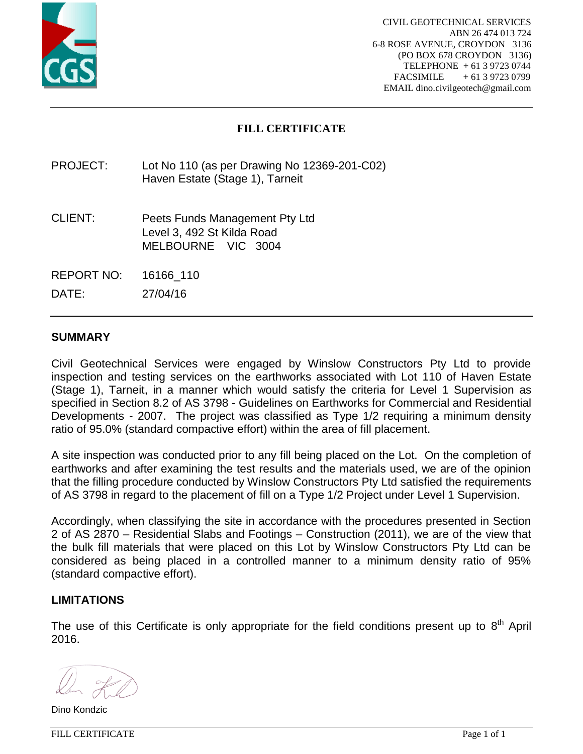CIVIL GEOTECHNICAL SERVICES
ABN 26 474 013 724
6-8 ROSE AVENUE, CROYDON 3136
(PO BOX 678 CROYDON 3136)
TELEPHONE + 61 3 9723 0744
FACSIMILE + 61 3 9723 0799
EMAIL dino.civilgeotech@gmail.com

# FILL CERTIFICATE

PROJECT: Lot No 110 (as per Drawing No 12369-201-C02)
Haven Estate (Stage 1), Tarneit

CLIENT: Peets Funds Management Pty Ltd
Level 3, 492 St Kilda Road
MELBOURNE VIC 3004

REPORT NO: 16166_110

DATE: 27/04/16

## SUMMARY

Civil Geotechnical Services were engaged by Winslow Constructors Pty Ltd to provide inspection and testing services on the earthworks associated with Lot 110 of Haven Estate (Stage 1), Tarneit, in a manner which would satisfy the criteria for Level 1 Supervision as specified in Section 8.2 of AS 3798 - Guidelines on Earthworks for Commercial and Residential Developments - 2007. The project was classified as Type 1/2 requiring a minimum density ratio of 95.0% (standard compactive effort) within the area of fill placement.

A site inspection was conducted prior to any fill being placed on the Lot. On the completion of earthworks and after examining the test results and the materials used, we are of the opinion that the filling procedure conducted by Winslow Constructors Pty Ltd satisfied the requirements of AS 3798 in regard to the placement of fill on a Type 1/2 Project under Level 1 Supervision.

Accordingly, when classifying the site in accordance with the procedures presented in Section 2 of AS 2870 – Residential Slabs and Footings – Construction (2011), we are of the view that the bulk fill materials that were placed on this Lot by Winslow Constructors Pty Ltd can be considered as being placed in a controlled manner to a minimum density ratio of 95% (standard compactive effort).

## LIMITATIONS

The use of this Certificate is only appropriate for the field conditions present up to 8th April 2016.

Dino Kondzic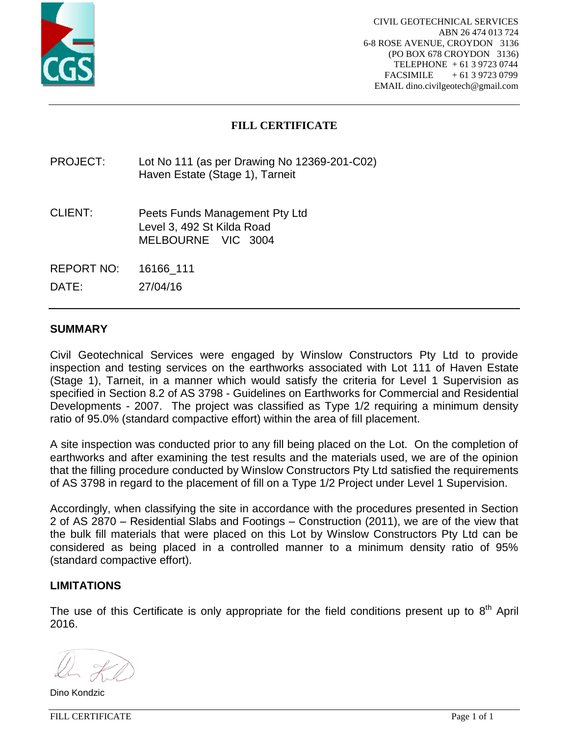CIVIL GEOTECHNICAL SERVICES
ABN 26 474 013 724
6-8 ROSE AVENUE, CROYDON 3136
(PO BOX 678 CROYDON 3136)
TELEPHONE + 61 3 9723 0744
FACSIMILE + 61 3 9723 0799
EMAIL dino.civilgeotech@gmail.com

# FILL CERTIFICATE

PROJECT: Lot No 111 (as per Drawing No 12369-201-C02)
Haven Estate (Stage 1), Tarneit

CLIENT: Peets Funds Management Pty Ltd
Level 3, 492 St Kilda Road
MELBOURNE VIC 3004

REPORT NO: 16166_111

DATE: 27/04/16

## SUMMARY

Civil Geotechnical Services were engaged by Winslow Constructors Pty Ltd to provide inspection and testing services on the earthworks associated with Lot 111 of Haven Estate (Stage 1), Tarneit, in a manner which would satisfy the criteria for Level 1 Supervision as specified in Section 8.2 of AS 3798 - Guidelines on Earthworks for Commercial and Residential Developments - 2007. The project was classified as Type 1/2 requiring a minimum density ratio of 95.0% (standard compactive effort) within the area of fill placement.

A site inspection was conducted prior to any fill being placed on the Lot. On the completion of earthworks and after examining the test results and the materials used, we are of the opinion that the filling procedure conducted by Winslow Constructors Pty Ltd satisfied the requirements of AS 3798 in regard to the placement of fill on a Type 1/2 Project under Level 1 Supervision.

Accordingly, when classifying the site in accordance with the procedures presented in Section 2 of AS 2870 – Residential Slabs and Footings – Construction (2011), we are of the view that the bulk fill materials that were placed on this Lot by Winslow Constructors Pty Ltd can be considered as being placed in a controlled manner to a minimum density ratio of 95% (standard compactive effort).

## LIMITATIONS

The use of this Certificate is only appropriate for the field conditions present up to 8th April 2016.

Dino Kondzic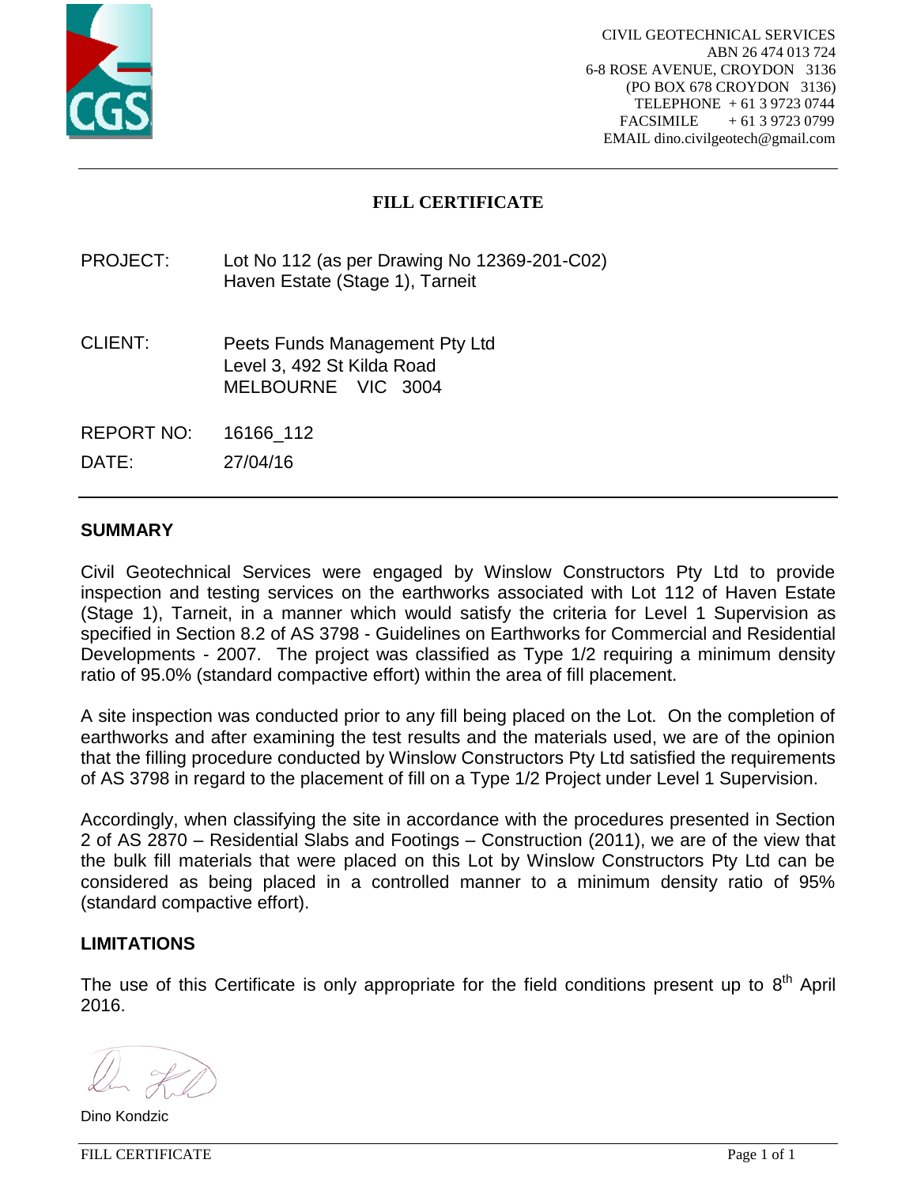CIVIL GEOTECHNICAL SERVICES
ABN 26 474 013 724
6-8 ROSE AVENUE, CROYDON 3136
(PO BOX 678 CROYDON 3136)
TELEPHONE + 61 3 9723 0744
FACSIMILE + 61 3 9723 0799
EMAIL dino.civilgeotech@gmail.com

# FILL CERTIFICATE

PROJECT: Lot No 112 (as per Drawing No 12369-201-C02)
Haven Estate (Stage 1), Tarneit

CLIENT: Peets Funds Management Pty Ltd
Level 3, 492 St Kilda Road
MELBOURNE VIC 3004

REPORT NO: 16166_112

DATE: 27/04/16

## SUMMARY

Civil Geotechnical Services were engaged by Winslow Constructors Pty Ltd to provide inspection and testing services on the earthworks associated with Lot 112 of Haven Estate (Stage 1), Tarneit, in a manner which would satisfy the criteria for Level 1 Supervision as specified in Section 8.2 of AS 3798 - Guidelines on Earthworks for Commercial and Residential Developments - 2007. The project was classified as Type 1/2 requiring a minimum density ratio of 95.0% (standard compactive effort) within the area of fill placement.

A site inspection was conducted prior to any fill being placed on the Lot. On the completion of earthworks and after examining the test results and the materials used, we are of the opinion that the filling procedure conducted by Winslow Constructors Pty Ltd satisfied the requirements of AS 3798 in regard to the placement of fill on a Type 1/2 Project under Level 1 Supervision.

Accordingly, when classifying the site in accordance with the procedures presented in Section 2 of AS 2870 – Residential Slabs and Footings – Construction (2011), we are of the view that the bulk fill materials that were placed on this Lot by Winslow Constructors Pty Ltd can be considered as being placed in a controlled manner to a minimum density ratio of 95% (standard compactive effort).

## LIMITATIONS

The use of this Certificate is only appropriate for the field conditions present up to 8th April 2016.

Dino Kondzic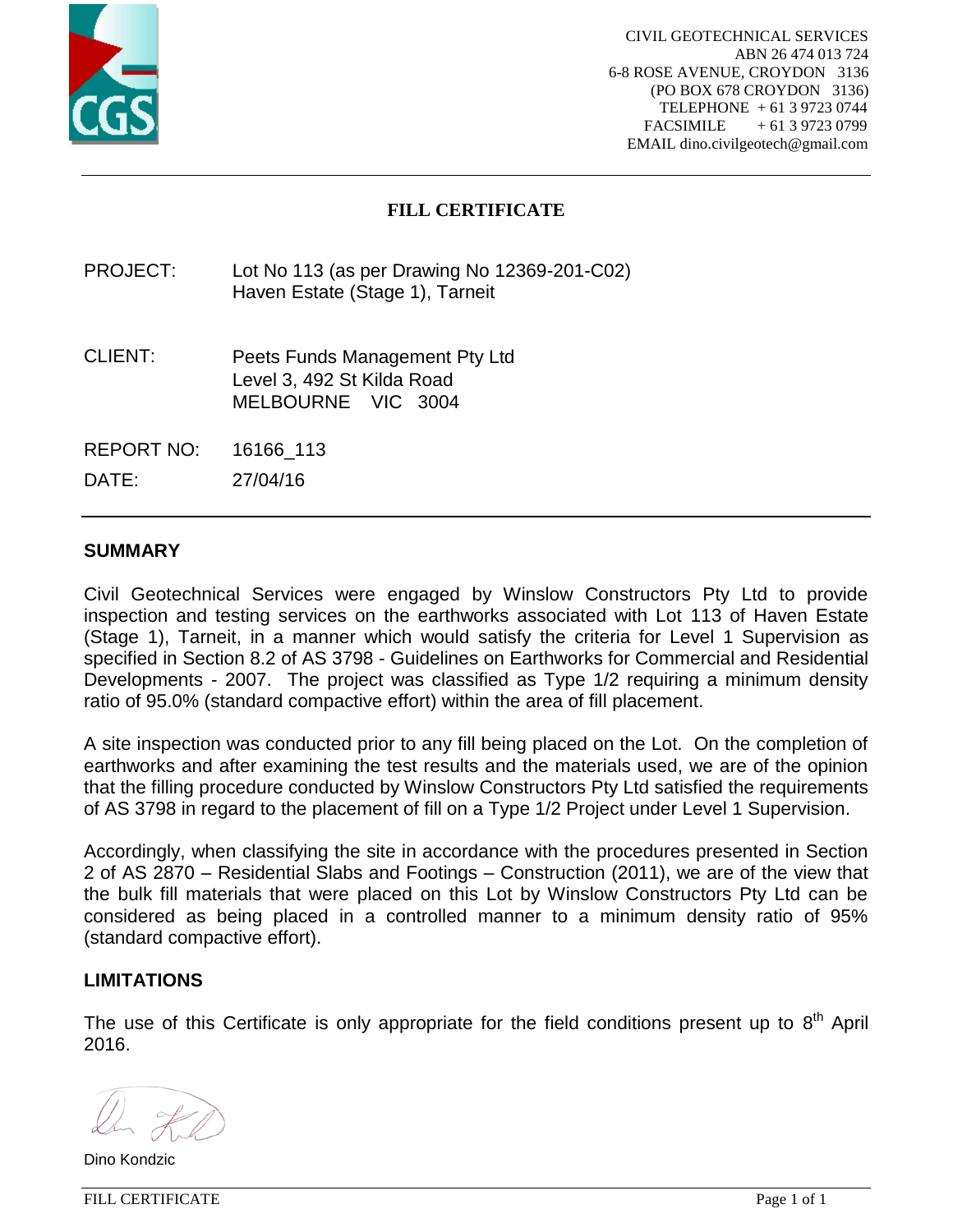CIVIL GEOTECHNICAL SERVICES
ABN 26 474 013 724
6-8 ROSE AVENUE, CROYDON 3136
(PO BOX 678 CROYDON 3136)
TELEPHONE + 61 3 9723 0744
FACSIMILE + 61 3 9723 0799
EMAIL dino.civilgeotech@gmail.com

# FILL CERTIFICATE

PROJECT: Lot No 113 (as per Drawing No 12369-201-C02)
Haven Estate (Stage 1), Tarneit

CLIENT: Peets Funds Management Pty Ltd
Level 3, 492 St Kilda Road
MELBOURNE VIC 3004

REPORT NO: 16166_113

DATE: 27/04/16

## SUMMARY

Civil Geotechnical Services were engaged by Winslow Constructors Pty Ltd to provide inspection and testing services on the earthworks associated with Lot 113 of Haven Estate (Stage 1), Tarneit, in a manner which would satisfy the criteria for Level 1 Supervision as specified in Section 8.2 of AS 3798 - Guidelines on Earthworks for Commercial and Residential Developments - 2007. The project was classified as Type 1/2 requiring a minimum density ratio of 95.0% (standard compactive effort) within the area of fill placement.

A site inspection was conducted prior to any fill being placed on the Lot. On the completion of earthworks and after examining the test results and the materials used, we are of the opinion that the filling procedure conducted by Winslow Constructors Pty Ltd satisfied the requirements of AS 3798 in regard to the placement of fill on a Type 1/2 Project under Level 1 Supervision.

Accordingly, when classifying the site in accordance with the procedures presented in Section 2 of AS 2870 – Residential Slabs and Footings – Construction (2011), we are of the view that the bulk fill materials that were placed on this Lot by Winslow Constructors Pty Ltd can be considered as being placed in a controlled manner to a minimum density ratio of 95% (standard compactive effort).

## LIMITATIONS

The use of this Certificate is only appropriate for the field conditions present up to 8th April 2016.

Dino Kondzic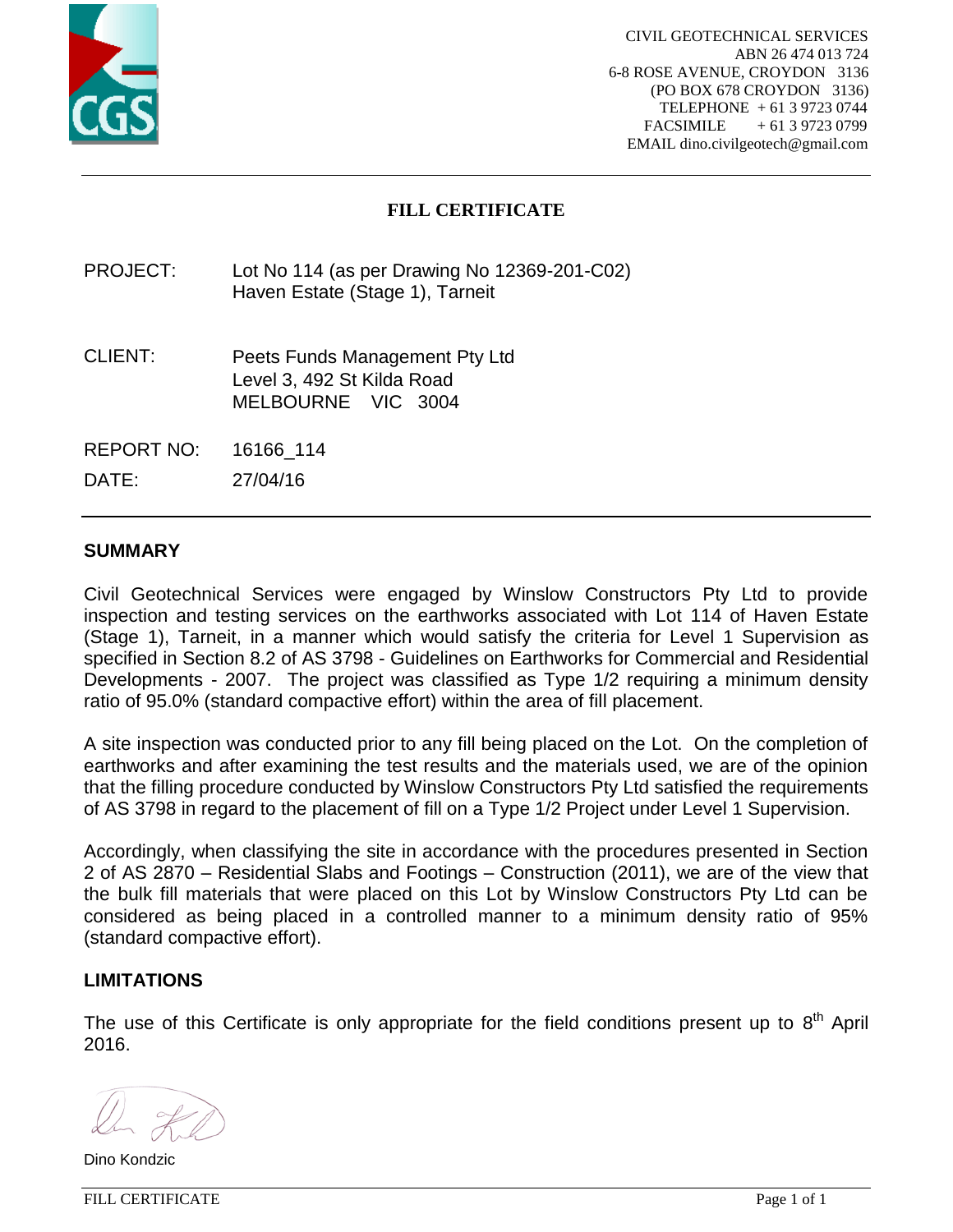CIVIL GEOTECHNICAL SERVICES
ABN 26 474 013 724
6-8 ROSE AVENUE, CROYDON 3136
(PO BOX 678 CROYDON 3136)
TELEPHONE + 61 3 9723 0744
FACSIMILE + 61 3 9723 0799
EMAIL dino.civilgeotech@gmail.com

# FILL CERTIFICATE

PROJECT: Lot No 114 (as per Drawing No 12369-201-C02)
Haven Estate (Stage 1), Tarneit

CLIENT: Peets Funds Management Pty Ltd
Level 3, 492 St Kilda Road
MELBOURNE VIC 3004

REPORT NO: 16166_114

DATE: 27/04/16

## SUMMARY

Civil Geotechnical Services were engaged by Winslow Constructors Pty Ltd to provide inspection and testing services on the earthworks associated with Lot 114 of Haven Estate (Stage 1), Tarneit, in a manner which would satisfy the criteria for Level 1 Supervision as specified in Section 8.2 of AS 3798 - Guidelines on Earthworks for Commercial and Residential Developments - 2007. The project was classified as Type 1/2 requiring a minimum density ratio of 95.0% (standard compactive effort) within the area of fill placement.

A site inspection was conducted prior to any fill being placed on the Lot. On the completion of earthworks and after examining the test results and the materials used, we are of the opinion that the filling procedure conducted by Winslow Constructors Pty Ltd satisfied the requirements of AS 3798 in regard to the placement of fill on a Type 1/2 Project under Level 1 Supervision.

Accordingly, when classifying the site in accordance with the procedures presented in Section 2 of AS 2870 – Residential Slabs and Footings – Construction (2011), we are of the view that the bulk fill materials that were placed on this Lot by Winslow Constructors Pty Ltd can be considered as being placed in a controlled manner to a minimum density ratio of 95% (standard compactive effort).

## LIMITATIONS

The use of this Certificate is only appropriate for the field conditions present up to 8th April 2016.

Dino Kondzic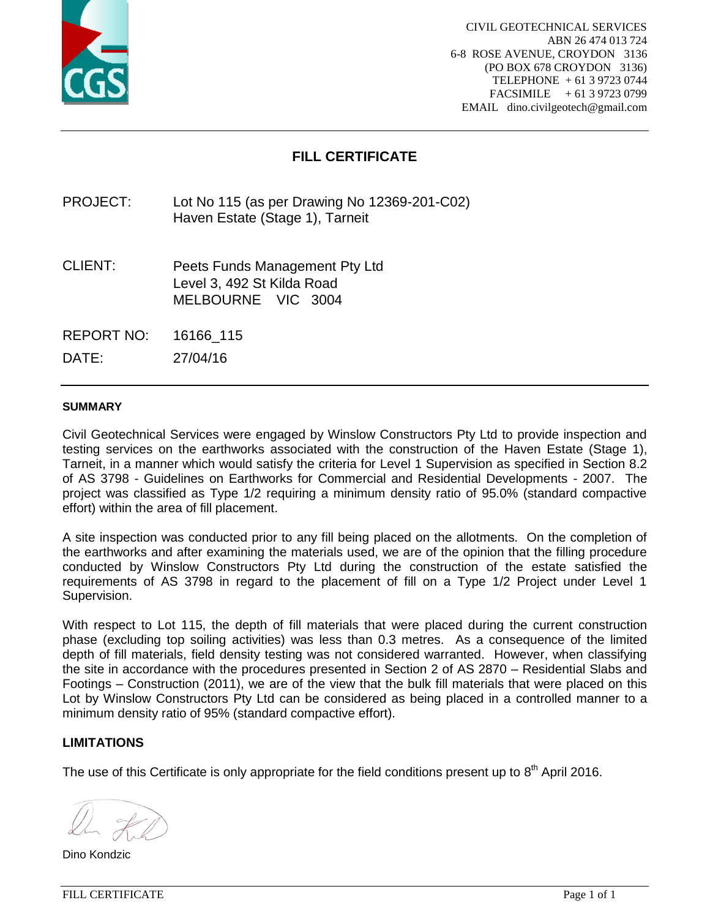CIVIL GEOTECHNICAL SERVICES
ABN 26 474 013 724
6-8 ROSE AVENUE, CROYDON 3136
(PO BOX 678 CROYDON 3136)
TELEPHONE + 61 3 9723 0744
FACSIMILE + 61 3 9723 0799
EMAIL dino.civilgeotech@gmail.com

# FILL CERTIFICATE

PROJECT: Lot No 115 (as per Drawing No 12369-201-C02)
Haven Estate (Stage 1), Tarneit

CLIENT: Peets Funds Management Pty Ltd
Level 3, 492 St Kilda Road
MELBOURNE VIC 3004

REPORT NO: 16166_115

DATE: 27/04/16

### SUMMARY

Civil Geotechnical Services were engaged by Winslow Constructors Pty Ltd to provide inspection and testing services on the earthworks associated with the construction of the Haven Estate (Stage 1), Tarneit, in a manner which would satisfy the criteria for Level 1 Supervision as specified in Section 8.2 of AS 3798 - Guidelines on Earthworks for Commercial and Residential Developments - 2007. The project was classified as Type 1/2 requiring a minimum density ratio of 95.0% (standard compactive effort) within the area of fill placement.

A site inspection was conducted prior to any fill being placed on the allotments. On the completion of the earthworks and after examining the materials used, we are of the opinion that the filling procedure conducted by Winslow Constructors Pty Ltd during the construction of the estate satisfied the requirements of AS 3798 in regard to the placement of fill on a Type 1/2 Project under Level 1 Supervision.

With respect to Lot 115, the depth of fill materials that were placed during the current construction phase (excluding top soiling activities) was less than 0.3 metres. As a consequence of the limited depth of fill materials, field density testing was not considered warranted. However, when classifying the site in accordance with the procedures presented in Section 2 of AS 2870 – Residential Slabs and Footings – Construction (2011), we are of the view that the bulk fill materials that were placed on this Lot by Winslow Constructors Pty Ltd can be considered as being placed in a controlled manner to a minimum density ratio of 95% (standard compactive effort).

### LIMITATIONS

The use of this Certificate is only appropriate for the field conditions present up to 8th April 2016.

Dino Kondzic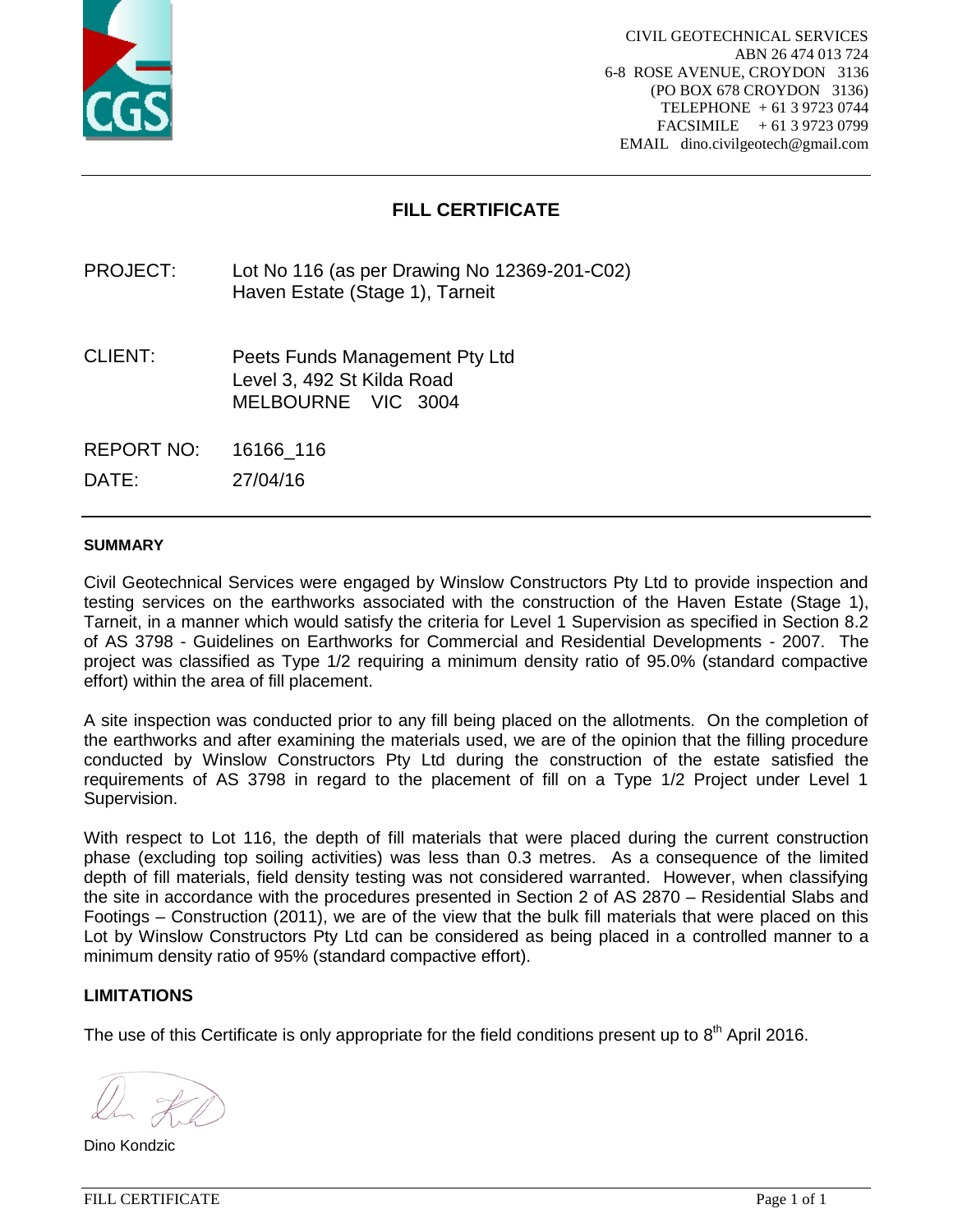CIVIL GEOTECHNICAL SERVICES
ABN 26 474 013 724
6-8 ROSE AVENUE, CROYDON 3136
(PO BOX 678 CROYDON 3136)
TELEPHONE + 61 3 9723 0744
FACSIMILE + 61 3 9723 0799
EMAIL dino.civilgeotech@gmail.com

# FILL CERTIFICATE

PROJECT: Lot No 116 (as per Drawing No 12369-201-C02)
Haven Estate (Stage 1), Tarneit

CLIENT: Peets Funds Management Pty Ltd
Level 3, 492 St Kilda Road
MELBOURNE VIC 3004

REPORT NO: 16166_116

DATE: 27/04/16

## SUMMARY

Civil Geotechnical Services were engaged by Winslow Constructors Pty Ltd to provide inspection and testing services on the earthworks associated with the construction of the Haven Estate (Stage 1), Tarneit, in a manner which would satisfy the criteria for Level 1 Supervision as specified in Section 8.2 of AS 3798 - Guidelines on Earthworks for Commercial and Residential Developments - 2007. The project was classified as Type 1/2 requiring a minimum density ratio of 95.0% (standard compactive effort) within the area of fill placement.

A site inspection was conducted prior to any fill being placed on the allotments. On the completion of the earthworks and after examining the materials used, we are of the opinion that the filling procedure conducted by Winslow Constructors Pty Ltd during the construction of the estate satisfied the requirements of AS 3798 in regard to the placement of fill on a Type 1/2 Project under Level 1 Supervision.

With respect to Lot 116, the depth of fill materials that were placed during the current construction phase (excluding top soiling activities) was less than 0.3 metres. As a consequence of the limited depth of fill materials, field density testing was not considered warranted. However, when classifying the site in accordance with the procedures presented in Section 2 of AS 2870 – Residential Slabs and Footings – Construction (2011), we are of the view that the bulk fill materials that were placed on this Lot by Winslow Constructors Pty Ltd can be considered as being placed in a controlled manner to a minimum density ratio of 95% (standard compactive effort).

## LIMITATIONS

The use of this Certificate is only appropriate for the field conditions present up to 8th April 2016.

Dino Kondzic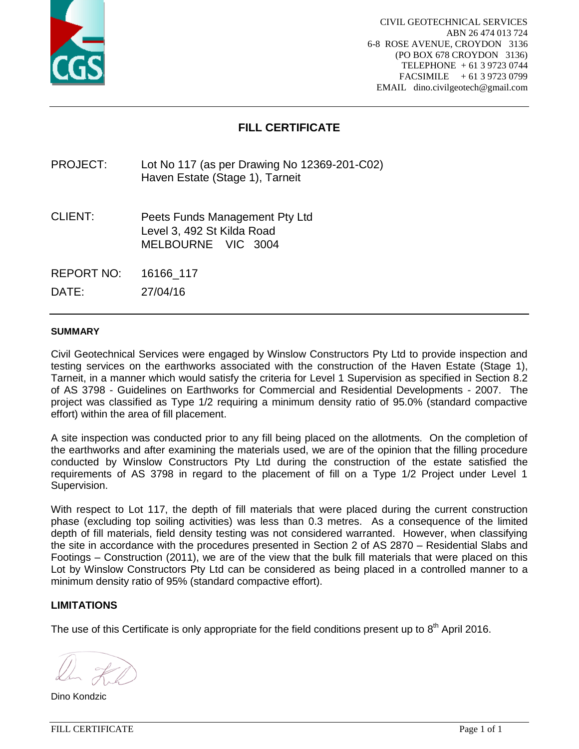CIVIL GEOTECHNICAL SERVICES
ABN 26 474 013 724
6-8 ROSE AVENUE, CROYDON 3136
(PO BOX 678 CROYDON 3136)
TELEPHONE + 61 3 9723 0744
FACSIMILE + 61 3 9723 0799
EMAIL dino.civilgeotech@gmail.com

# FILL CERTIFICATE

PROJECT: Lot No 117 (as per Drawing No 12369-201-C02)
Haven Estate (Stage 1), Tarneit

CLIENT: Peets Funds Management Pty Ltd
Level 3, 492 St Kilda Road
MELBOURNE VIC 3004

REPORT NO: 16166_117

DATE: 27/04/16

## SUMMARY

Civil Geotechnical Services were engaged by Winslow Constructors Pty Ltd to provide inspection and testing services on the earthworks associated with the construction of the Haven Estate (Stage 1), Tarneit, in a manner which would satisfy the criteria for Level 1 Supervision as specified in Section 8.2 of AS 3798 - Guidelines on Earthworks for Commercial and Residential Developments - 2007. The project was classified as Type 1/2 requiring a minimum density ratio of 95.0% (standard compactive effort) within the area of fill placement.

A site inspection was conducted prior to any fill being placed on the allotments. On the completion of the earthworks and after examining the materials used, we are of the opinion that the filling procedure conducted by Winslow Constructors Pty Ltd during the construction of the estate satisfied the requirements of AS 3798 in regard to the placement of fill on a Type 1/2 Project under Level 1 Supervision.

With respect to Lot 117, the depth of fill materials that were placed during the current construction phase (excluding top soiling activities) was less than 0.3 metres. As a consequence of the limited depth of fill materials, field density testing was not considered warranted. However, when classifying the site in accordance with the procedures presented in Section 2 of AS 2870 – Residential Slabs and Footings – Construction (2011), we are of the view that the bulk fill materials that were placed on this Lot by Winslow Constructors Pty Ltd can be considered as being placed in a controlled manner to a minimum density ratio of 95% (standard compactive effort).

## LIMITATIONS

The use of this Certificate is only appropriate for the field conditions present up to 8th April 2016.

Dino Kondzic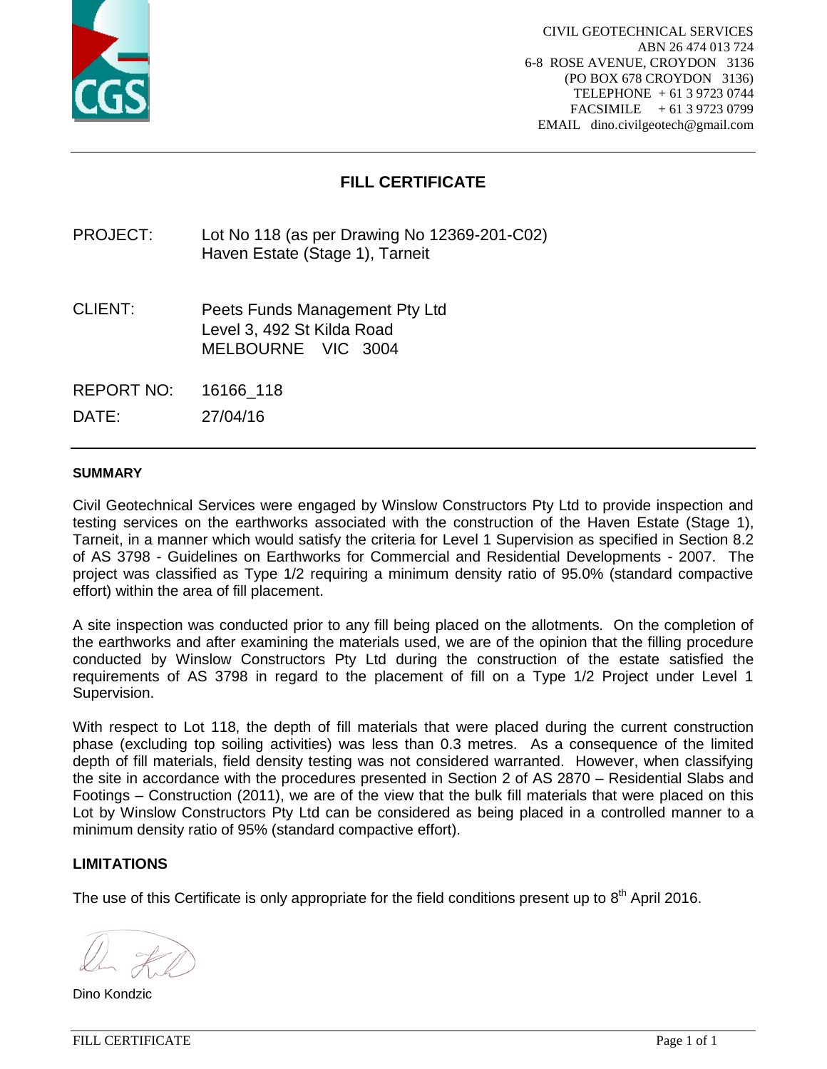CIVIL GEOTECHNICAL SERVICES
ABN 26 474 013 724
6-8 ROSE AVENUE, CROYDON 3136
(PO BOX 678 CROYDON 3136)
TELEPHONE + 61 3 9723 0744
FACSIMILE + 61 3 9723 0799
EMAIL dino.civilgeotech@gmail.com

# FILL CERTIFICATE

PROJECT: Lot No 118 (as per Drawing No 12369-201-C02)
Haven Estate (Stage 1), Tarneit

CLIENT: Peets Funds Management Pty Ltd
Level 3, 492 St Kilda Road
MELBOURNE VIC 3004

REPORT NO: 16166_118

DATE: 27/04/16

### SUMMARY

Civil Geotechnical Services were engaged by Winslow Constructors Pty Ltd to provide inspection and testing services on the earthworks associated with the construction of the Haven Estate (Stage 1), Tarneit, in a manner which would satisfy the criteria for Level 1 Supervision as specified in Section 8.2 of AS 3798 - Guidelines on Earthworks for Commercial and Residential Developments - 2007. The project was classified as Type 1/2 requiring a minimum density ratio of 95.0% (standard compactive effort) within the area of fill placement.

A site inspection was conducted prior to any fill being placed on the allotments. On the completion of the earthworks and after examining the materials used, we are of the opinion that the filling procedure conducted by Winslow Constructors Pty Ltd during the construction of the estate satisfied the requirements of AS 3798 in regard to the placement of fill on a Type 1/2 Project under Level 1 Supervision.

With respect to Lot 118, the depth of fill materials that were placed during the current construction phase (excluding top soiling activities) was less than 0.3 metres. As a consequence of the limited depth of fill materials, field density testing was not considered warranted. However, when classifying the site in accordance with the procedures presented in Section 2 of AS 2870 – Residential Slabs and Footings – Construction (2011), we are of the view that the bulk fill materials that were placed on this Lot by Winslow Constructors Pty Ltd can be considered as being placed in a controlled manner to a minimum density ratio of 95% (standard compactive effort).

### LIMITATIONS

The use of this Certificate is only appropriate for the field conditions present up to 8th April 2016.

Dino Kondzic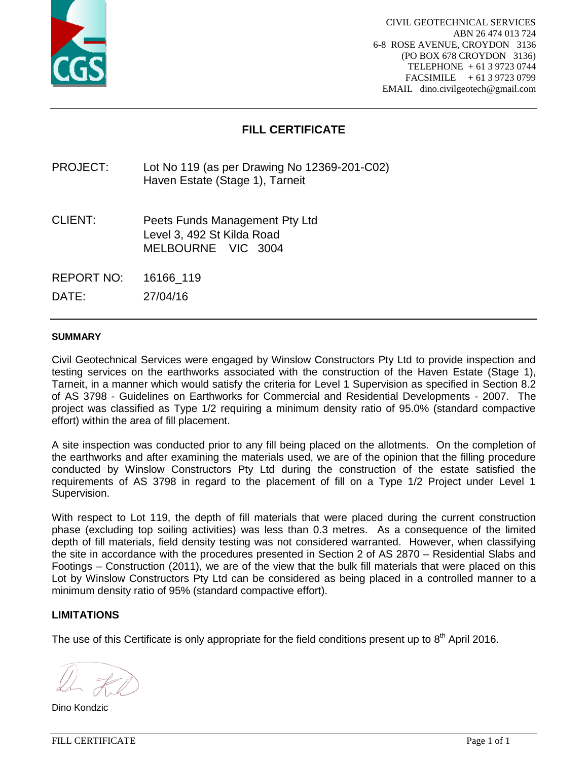CIVIL GEOTECHNICAL SERVICES
ABN 26 474 013 724
6-8 ROSE AVENUE, CROYDON 3136
(PO BOX 678 CROYDON 3136)
TELEPHONE + 61 3 9723 0744
FACSIMILE + 61 3 9723 0799
EMAIL dino.civilgeotech@gmail.com

# FILL CERTIFICATE

PROJECT: Lot No 119 (as per Drawing No 12369-201-C02)
Haven Estate (Stage 1), Tarneit

CLIENT: Peets Funds Management Pty Ltd
Level 3, 492 St Kilda Road
MELBOURNE VIC 3004

REPORT NO: 16166_119

DATE: 27/04/16

### SUMMARY

Civil Geotechnical Services were engaged by Winslow Constructors Pty Ltd to provide inspection and testing services on the earthworks associated with the construction of the Haven Estate (Stage 1), Tarneit, in a manner which would satisfy the criteria for Level 1 Supervision as specified in Section 8.2 of AS 3798 - Guidelines on Earthworks for Commercial and Residential Developments - 2007. The project was classified as Type 1/2 requiring a minimum density ratio of 95.0% (standard compactive effort) within the area of fill placement.

A site inspection was conducted prior to any fill being placed on the allotments. On the completion of the earthworks and after examining the materials used, we are of the opinion that the filling procedure conducted by Winslow Constructors Pty Ltd during the construction of the estate satisfied the requirements of AS 3798 in regard to the placement of fill on a Type 1/2 Project under Level 1 Supervision.

With respect to Lot 119, the depth of fill materials that were placed during the current construction phase (excluding top soiling activities) was less than 0.3 metres. As a consequence of the limited depth of fill materials, field density testing was not considered warranted. However, when classifying the site in accordance with the procedures presented in Section 2 of AS 2870 – Residential Slabs and Footings – Construction (2011), we are of the view that the bulk fill materials that were placed on this Lot by Winslow Constructors Pty Ltd can be considered as being placed in a controlled manner to a minimum density ratio of 95% (standard compactive effort).

### LIMITATIONS

The use of this Certificate is only appropriate for the field conditions present up to 8th April 2016.

Dino Kondzic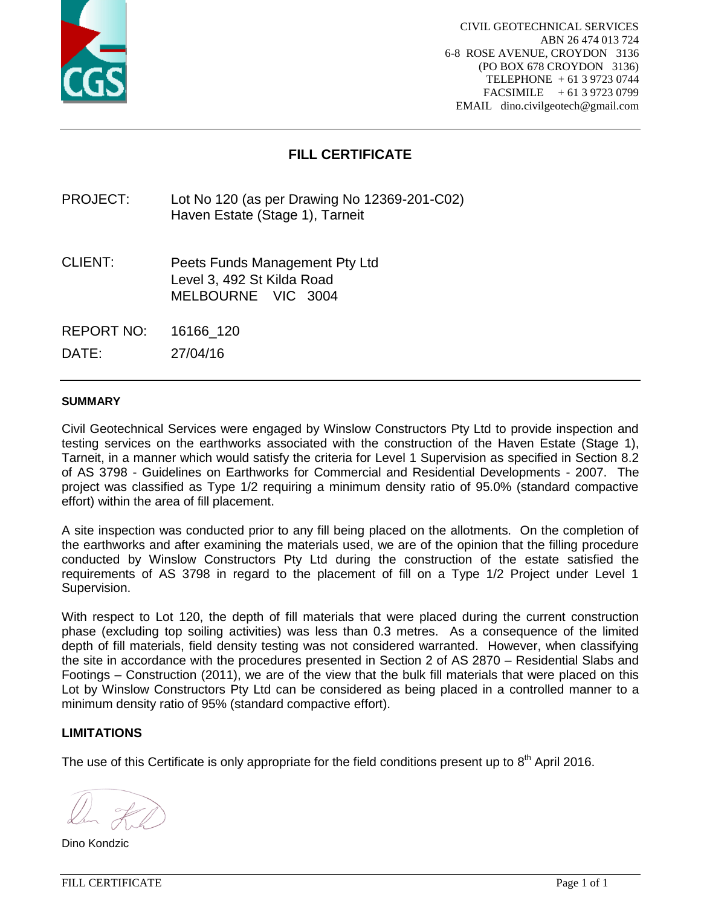CIVIL GEOTECHNICAL SERVICES
ABN 26 474 013 724
6-8 ROSE AVENUE, CROYDON 3136
(PO BOX 678 CROYDON 3136)
TELEPHONE + 61 3 9723 0744
FACSIMILE + 61 3 9723 0799
EMAIL dino.civilgeotech@gmail.com

# FILL CERTIFICATE

PROJECT: Lot No 120 (as per Drawing No 12369-201-C02)
Haven Estate (Stage 1), Tarneit

CLIENT: Peets Funds Management Pty Ltd
Level 3, 492 St Kilda Road
MELBOURNE VIC 3004

REPORT NO: 16166_120

DATE: 27/04/16

## SUMMARY

Civil Geotechnical Services were engaged by Winslow Constructors Pty Ltd to provide inspection and testing services on the earthworks associated with the construction of the Haven Estate (Stage 1), Tarneit, in a manner which would satisfy the criteria for Level 1 Supervision as specified in Section 8.2 of AS 3798 - Guidelines on Earthworks for Commercial and Residential Developments - 2007. The project was classified as Type 1/2 requiring a minimum density ratio of 95.0% (standard compactive effort) within the area of fill placement.

A site inspection was conducted prior to any fill being placed on the allotments. On the completion of the earthworks and after examining the materials used, we are of the opinion that the filling procedure conducted by Winslow Constructors Pty Ltd during the construction of the estate satisfied the requirements of AS 3798 in regard to the placement of fill on a Type 1/2 Project under Level 1 Supervision.

With respect to Lot 120, the depth of fill materials that were placed during the current construction phase (excluding top soiling activities) was less than 0.3 metres. As a consequence of the limited depth of fill materials, field density testing was not considered warranted. However, when classifying the site in accordance with the procedures presented in Section 2 of AS 2870 – Residential Slabs and Footings – Construction (2011), we are of the view that the bulk fill materials that were placed on this Lot by Winslow Constructors Pty Ltd can be considered as being placed in a controlled manner to a minimum density ratio of 95% (standard compactive effort).

## LIMITATIONS

The use of this Certificate is only appropriate for the field conditions present up to 8th April 2016.

Dino Kondzic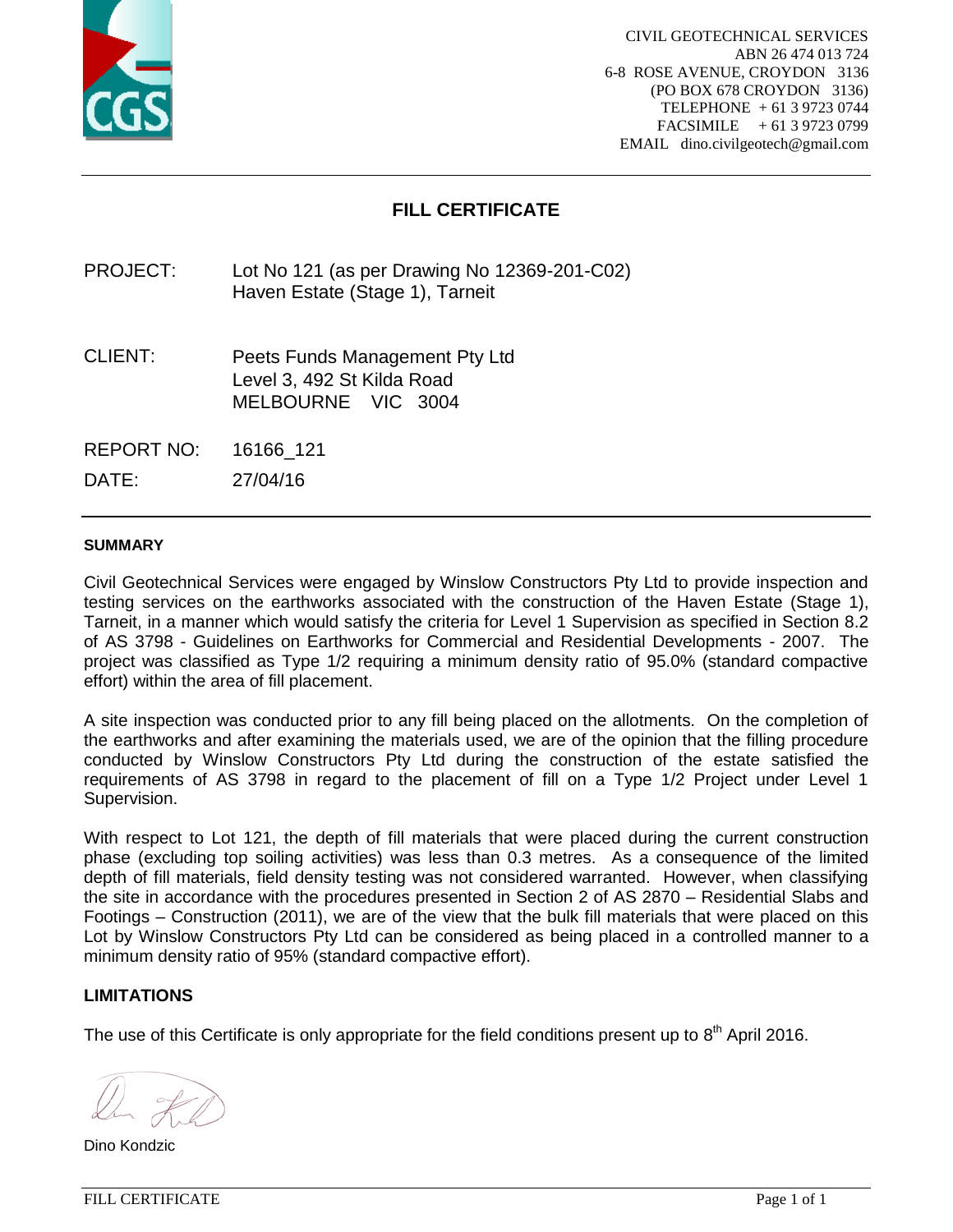CIVIL GEOTECHNICAL SERVICES
ABN 26 474 013 724
6-8 ROSE AVENUE, CROYDON 3136
(PO BOX 678 CROYDON 3136)
TELEPHONE + 61 3 9723 0744
FACSIMILE + 61 3 9723 0799
EMAIL dino.civilgeotech@gmail.com

# FILL CERTIFICATE

PROJECT: Lot No 121 (as per Drawing No 12369-201-C02)
Haven Estate (Stage 1), Tarneit

CLIENT: Peets Funds Management Pty Ltd
Level 3, 492 St Kilda Road
MELBOURNE VIC 3004

REPORT NO: 16166_121

DATE: 27/04/16

## SUMMARY

Civil Geotechnical Services were engaged by Winslow Constructors Pty Ltd to provide inspection and testing services on the earthworks associated with the construction of the Haven Estate (Stage 1), Tarneit, in a manner which would satisfy the criteria for Level 1 Supervision as specified in Section 8.2 of AS 3798 - Guidelines on Earthworks for Commercial and Residential Developments - 2007. The project was classified as Type 1/2 requiring a minimum density ratio of 95.0% (standard compactive effort) within the area of fill placement.

A site inspection was conducted prior to any fill being placed on the allotments. On the completion of the earthworks and after examining the materials used, we are of the opinion that the filling procedure conducted by Winslow Constructors Pty Ltd during the construction of the estate satisfied the requirements of AS 3798 in regard to the placement of fill on a Type 1/2 Project under Level 1 Supervision.

With respect to Lot 121, the depth of fill materials that were placed during the current construction phase (excluding top soiling activities) was less than 0.3 metres. As a consequence of the limited depth of fill materials, field density testing was not considered warranted. However, when classifying the site in accordance with the procedures presented in Section 2 of AS 2870 – Residential Slabs and Footings – Construction (2011), we are of the view that the bulk fill materials that were placed on this Lot by Winslow Constructors Pty Ltd can be considered as being placed in a controlled manner to a minimum density ratio of 95% (standard compactive effort).

## LIMITATIONS

The use of this Certificate is only appropriate for the field conditions present up to 8th April 2016.

Dino Kondzic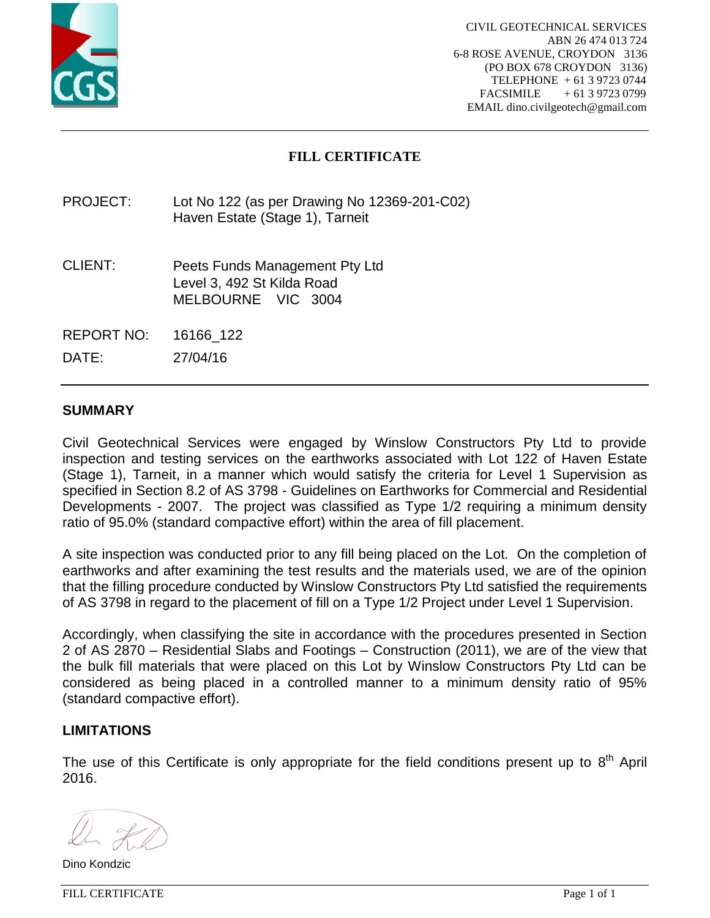CIVIL GEOTECHNICAL SERVICES
ABN 26 474 013 724
6-8 ROSE AVENUE, CROYDON 3136
(PO BOX 678 CROYDON 3136)
TELEPHONE + 61 3 9723 0744
FACSIMILE + 61 3 9723 0799
EMAIL dino.civilgeotech@gmail.com

# FILL CERTIFICATE

PROJECT: Lot No 122 (as per Drawing No 12369-201-C02)
Haven Estate (Stage 1), Tarneit

CLIENT: Peets Funds Management Pty Ltd
Level 3, 492 St Kilda Road
MELBOURNE VIC 3004

REPORT NO: 16166_122

DATE: 27/04/16

## SUMMARY

Civil Geotechnical Services were engaged by Winslow Constructors Pty Ltd to provide inspection and testing services on the earthworks associated with Lot 122 of Haven Estate (Stage 1), Tarneit, in a manner which would satisfy the criteria for Level 1 Supervision as specified in Section 8.2 of AS 3798 - Guidelines on Earthworks for Commercial and Residential Developments - 2007. The project was classified as Type 1/2 requiring a minimum density ratio of 95.0% (standard compactive effort) within the area of fill placement.

A site inspection was conducted prior to any fill being placed on the Lot. On the completion of earthworks and after examining the test results and the materials used, we are of the opinion that the filling procedure conducted by Winslow Constructors Pty Ltd satisfied the requirements of AS 3798 in regard to the placement of fill on a Type 1/2 Project under Level 1 Supervision.

Accordingly, when classifying the site in accordance with the procedures presented in Section 2 of AS 2870 – Residential Slabs and Footings – Construction (2011), we are of the view that the bulk fill materials that were placed on this Lot by Winslow Constructors Pty Ltd can be considered as being placed in a controlled manner to a minimum density ratio of 95% (standard compactive effort).

## LIMITATIONS

The use of this Certificate is only appropriate for the field conditions present up to 8th April 2016.

Dino Kondzic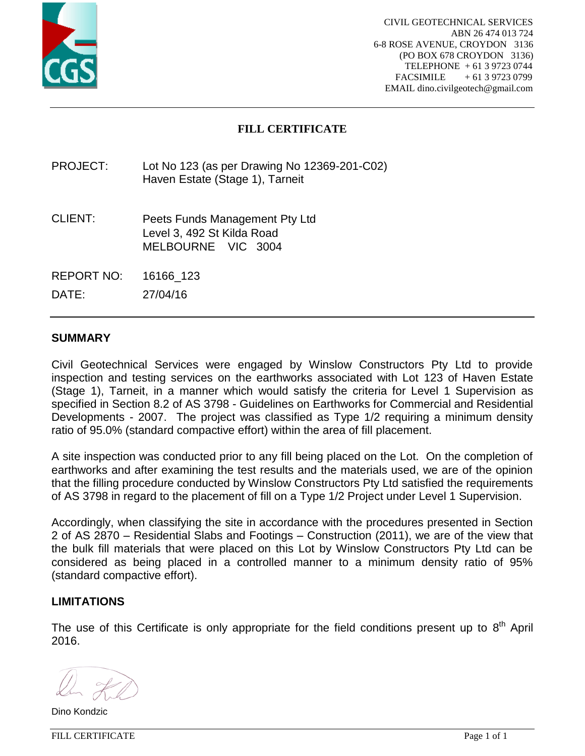CIVIL GEOTECHNICAL SERVICES
ABN 26 474 013 724
6-8 ROSE AVENUE, CROYDON 3136
(PO BOX 678 CROYDON 3136)
TELEPHONE + 61 3 9723 0744
FACSIMILE + 61 3 9723 0799
EMAIL dino.civilgeotech@gmail.com

# FILL CERTIFICATE

PROJECT: Lot No 123 (as per Drawing No 12369-201-C02)
Haven Estate (Stage 1), Tarneit

CLIENT: Peets Funds Management Pty Ltd
Level 3, 492 St Kilda Road
MELBOURNE VIC 3004

REPORT NO: 16166_123

DATE: 27/04/16

## SUMMARY

Civil Geotechnical Services were engaged by Winslow Constructors Pty Ltd to provide inspection and testing services on the earthworks associated with Lot 123 of Haven Estate (Stage 1), Tarneit, in a manner which would satisfy the criteria for Level 1 Supervision as specified in Section 8.2 of AS 3798 - Guidelines on Earthworks for Commercial and Residential Developments - 2007. The project was classified as Type 1/2 requiring a minimum density ratio of 95.0% (standard compactive effort) within the area of fill placement.

A site inspection was conducted prior to any fill being placed on the Lot. On the completion of earthworks and after examining the test results and the materials used, we are of the opinion that the filling procedure conducted by Winslow Constructors Pty Ltd satisfied the requirements of AS 3798 in regard to the placement of fill on a Type 1/2 Project under Level 1 Supervision.

Accordingly, when classifying the site in accordance with the procedures presented in Section 2 of AS 2870 – Residential Slabs and Footings – Construction (2011), we are of the view that the bulk fill materials that were placed on this Lot by Winslow Constructors Pty Ltd can be considered as being placed in a controlled manner to a minimum density ratio of 95% (standard compactive effort).

## LIMITATIONS

The use of this Certificate is only appropriate for the field conditions present up to 8th April 2016.

Dino Kondzic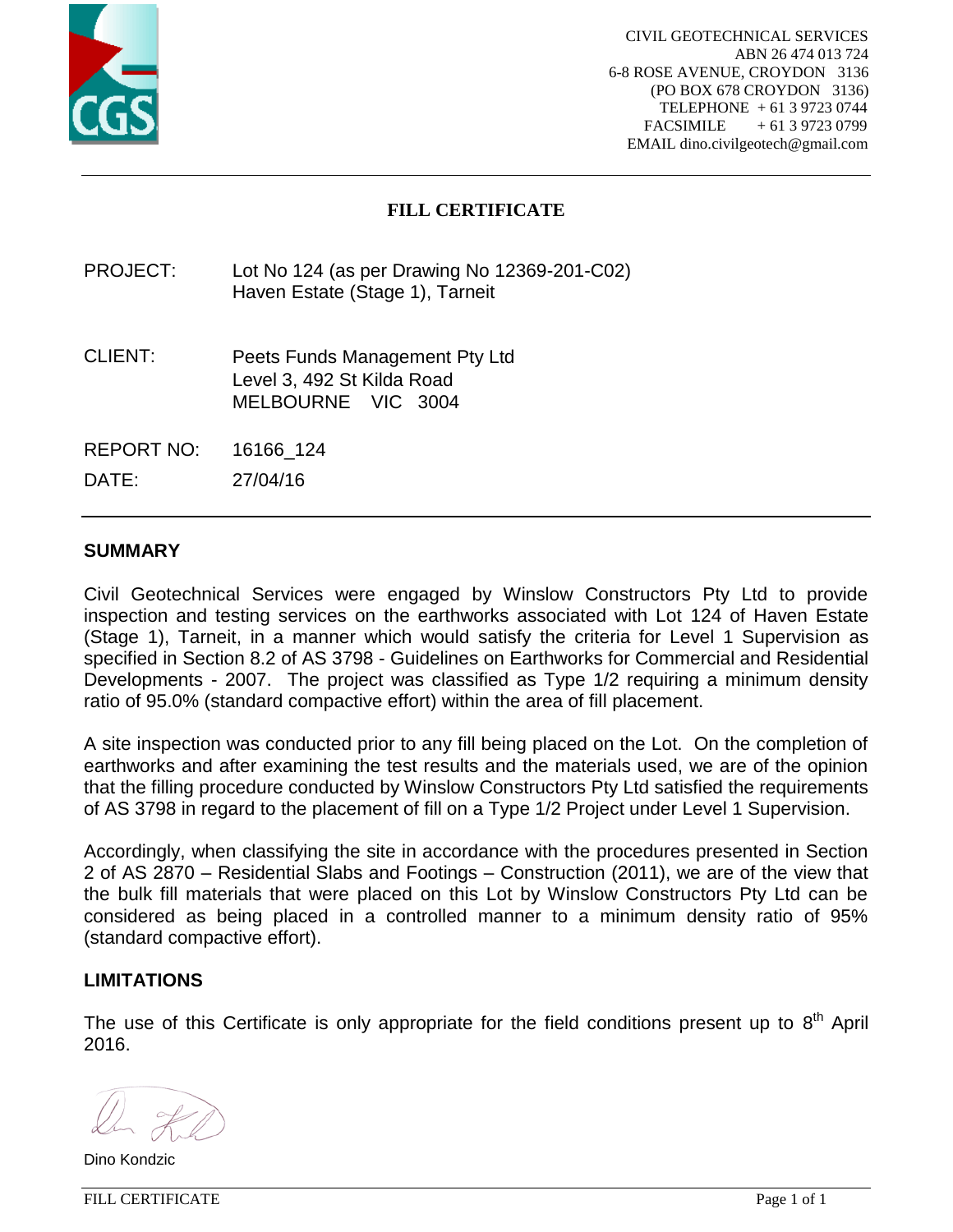CIVIL GEOTECHNICAL SERVICES
ABN 26 474 013 724
6-8 ROSE AVENUE, CROYDON 3136
(PO BOX 678 CROYDON 3136)
TELEPHONE + 61 3 9723 0744
FACSIMILE + 61 3 9723 0799
EMAIL dino.civilgeotech@gmail.com

# FILL CERTIFICATE

PROJECT: Lot No 124 (as per Drawing No 12369-201-C02)
Haven Estate (Stage 1), Tarneit

CLIENT: Peets Funds Management Pty Ltd
Level 3, 492 St Kilda Road
MELBOURNE VIC 3004

REPORT NO: 16166_124

DATE: 27/04/16

## SUMMARY

Civil Geotechnical Services were engaged by Winslow Constructors Pty Ltd to provide inspection and testing services on the earthworks associated with Lot 124 of Haven Estate (Stage 1), Tarneit, in a manner which would satisfy the criteria for Level 1 Supervision as specified in Section 8.2 of AS 3798 - Guidelines on Earthworks for Commercial and Residential Developments - 2007. The project was classified as Type 1/2 requiring a minimum density ratio of 95.0% (standard compactive effort) within the area of fill placement.

A site inspection was conducted prior to any fill being placed on the Lot. On the completion of earthworks and after examining the test results and the materials used, we are of the opinion that the filling procedure conducted by Winslow Constructors Pty Ltd satisfied the requirements of AS 3798 in regard to the placement of fill on a Type 1/2 Project under Level 1 Supervision.

Accordingly, when classifying the site in accordance with the procedures presented in Section 2 of AS 2870 – Residential Slabs and Footings – Construction (2011), we are of the view that the bulk fill materials that were placed on this Lot by Winslow Constructors Pty Ltd can be considered as being placed in a controlled manner to a minimum density ratio of 95% (standard compactive effort).

## LIMITATIONS

The use of this Certificate is only appropriate for the field conditions present up to 8th April 2016.

Dino Kondzic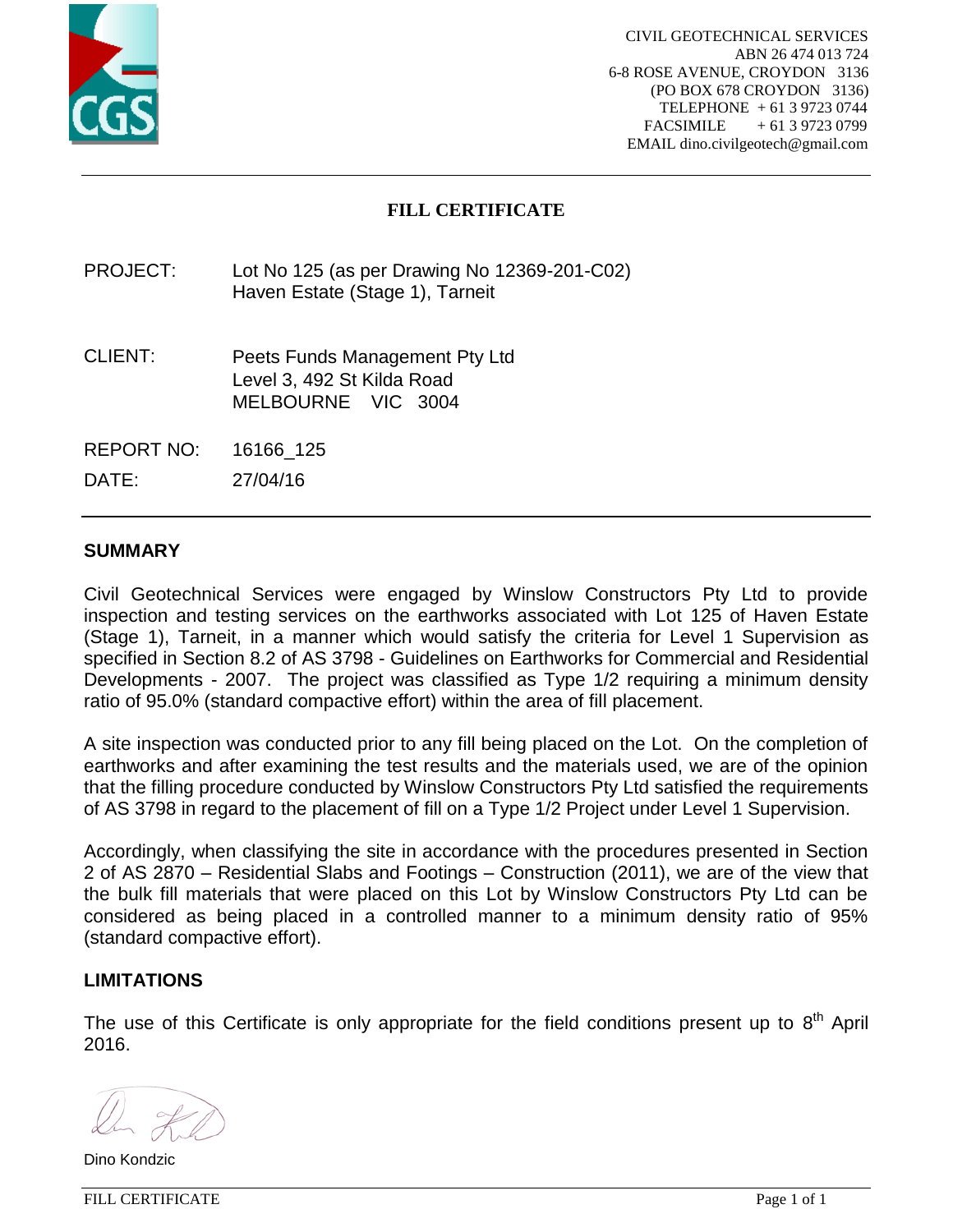CIVIL GEOTECHNICAL SERVICES
ABN 26 474 013 724
6-8 ROSE AVENUE, CROYDON 3136
(PO BOX 678 CROYDON 3136)
TELEPHONE + 61 3 9723 0744
FACSIMILE + 61 3 9723 0799
EMAIL dino.civilgeotech@gmail.com

# FILL CERTIFICATE

PROJECT: Lot No 125 (as per Drawing No 12369-201-C02)
Haven Estate (Stage 1), Tarneit

CLIENT: Peets Funds Management Pty Ltd
Level 3, 492 St Kilda Road
MELBOURNE VIC 3004

REPORT NO: 16166_125

DATE: 27/04/16

## SUMMARY

Civil Geotechnical Services were engaged by Winslow Constructors Pty Ltd to provide inspection and testing services on the earthworks associated with Lot 125 of Haven Estate (Stage 1), Tarneit, in a manner which would satisfy the criteria for Level 1 Supervision as specified in Section 8.2 of AS 3798 - Guidelines on Earthworks for Commercial and Residential Developments - 2007. The project was classified as Type 1/2 requiring a minimum density ratio of 95.0% (standard compactive effort) within the area of fill placement.

A site inspection was conducted prior to any fill being placed on the Lot. On the completion of earthworks and after examining the test results and the materials used, we are of the opinion that the filling procedure conducted by Winslow Constructors Pty Ltd satisfied the requirements of AS 3798 in regard to the placement of fill on a Type 1/2 Project under Level 1 Supervision.

Accordingly, when classifying the site in accordance with the procedures presented in Section 2 of AS 2870 – Residential Slabs and Footings – Construction (2011), we are of the view that the bulk fill materials that were placed on this Lot by Winslow Constructors Pty Ltd can be considered as being placed in a controlled manner to a minimum density ratio of 95% (standard compactive effort).

## LIMITATIONS

The use of this Certificate is only appropriate for the field conditions present up to 8th April 2016.

Dino Kondzic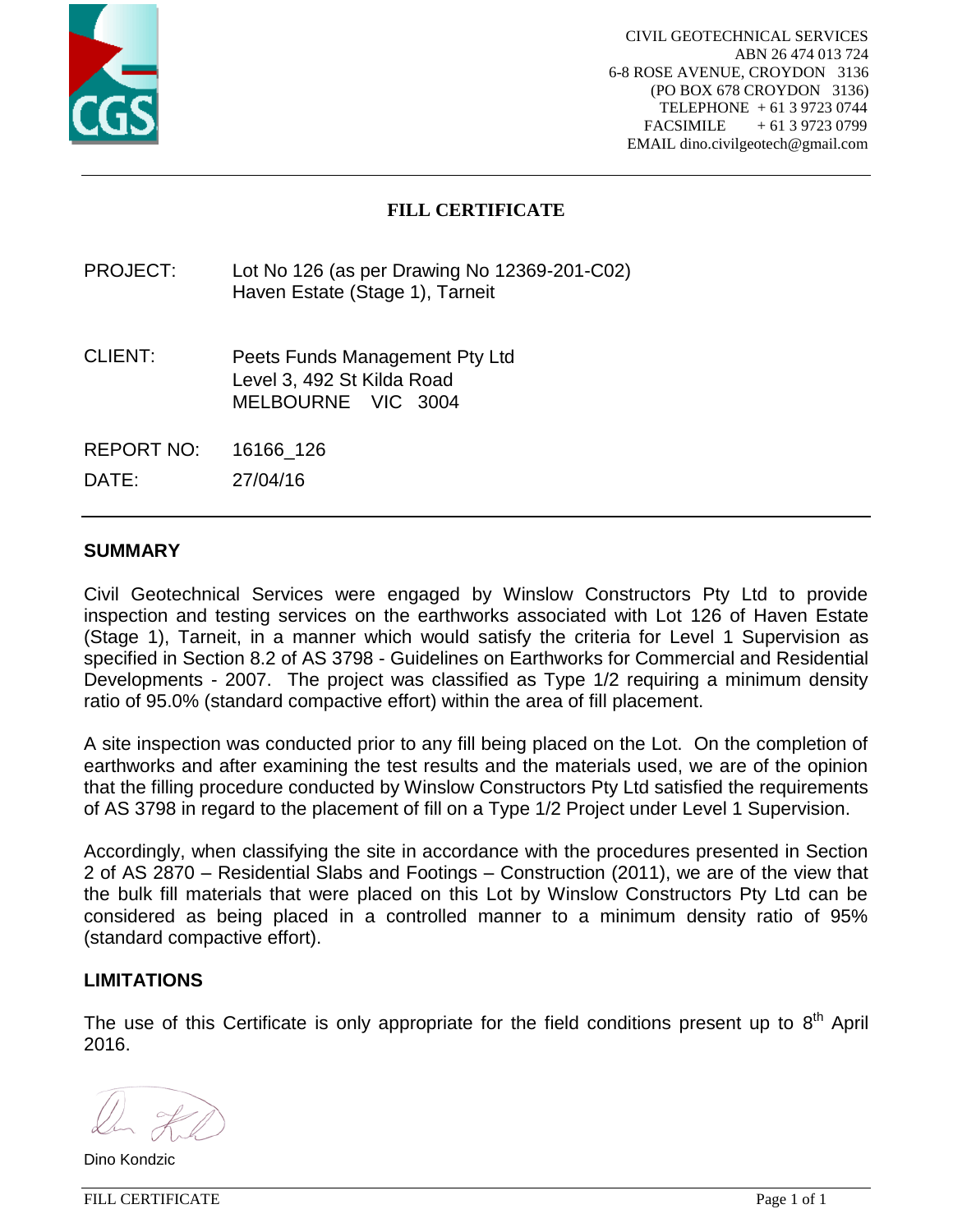CIVIL GEOTECHNICAL SERVICES
ABN 26 474 013 724
6-8 ROSE AVENUE, CROYDON 3136
(PO BOX 678 CROYDON 3136)
TELEPHONE + 61 3 9723 0744
FACSIMILE + 61 3 9723 0799
EMAIL dino.civilgeotech@gmail.com

# FILL CERTIFICATE

PROJECT: Lot No 126 (as per Drawing No 12369-201-C02)
Haven Estate (Stage 1), Tarneit

CLIENT: Peets Funds Management Pty Ltd
Level 3, 492 St Kilda Road
MELBOURNE VIC 3004

REPORT NO: 16166_126

DATE: 27/04/16

## SUMMARY

Civil Geotechnical Services were engaged by Winslow Constructors Pty Ltd to provide inspection and testing services on the earthworks associated with Lot 126 of Haven Estate (Stage 1), Tarneit, in a manner which would satisfy the criteria for Level 1 Supervision as specified in Section 8.2 of AS 3798 - Guidelines on Earthworks for Commercial and Residential Developments - 2007. The project was classified as Type 1/2 requiring a minimum density ratio of 95.0% (standard compactive effort) within the area of fill placement.

A site inspection was conducted prior to any fill being placed on the Lot. On the completion of earthworks and after examining the test results and the materials used, we are of the opinion that the filling procedure conducted by Winslow Constructors Pty Ltd satisfied the requirements of AS 3798 in regard to the placement of fill on a Type 1/2 Project under Level 1 Supervision.

Accordingly, when classifying the site in accordance with the procedures presented in Section 2 of AS 2870 – Residential Slabs and Footings – Construction (2011), we are of the view that the bulk fill materials that were placed on this Lot by Winslow Constructors Pty Ltd can be considered as being placed in a controlled manner to a minimum density ratio of 95% (standard compactive effort).

## LIMITATIONS

The use of this Certificate is only appropriate for the field conditions present up to 8th April 2016.

Dino Kondzic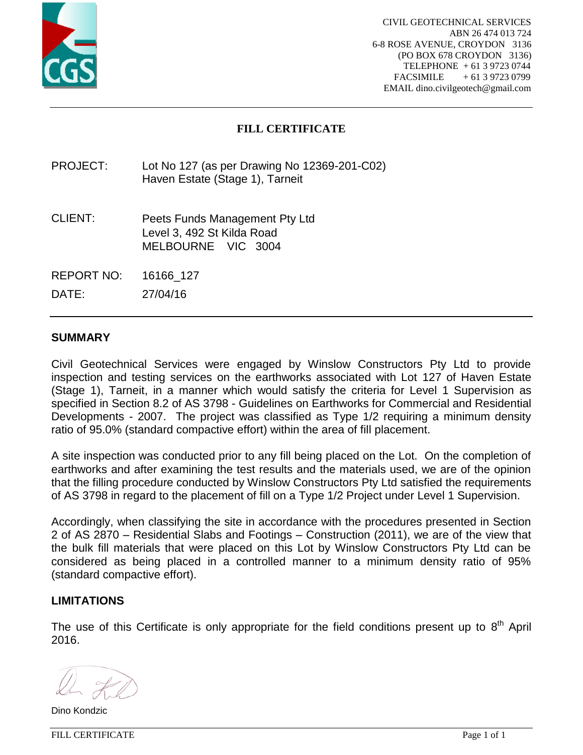CIVIL GEOTECHNICAL SERVICES
ABN 26 474 013 724
6-8 ROSE AVENUE, CROYDON 3136
(PO BOX 678 CROYDON 3136)
TELEPHONE + 61 3 9723 0744
FACSIMILE + 61 3 9723 0799
EMAIL dino.civilgeotech@gmail.com

# FILL CERTIFICATE

PROJECT: Lot No 127 (as per Drawing No 12369-201-C02)
Haven Estate (Stage 1), Tarneit

CLIENT: Peets Funds Management Pty Ltd
Level 3, 492 St Kilda Road
MELBOURNE VIC 3004

REPORT NO: 16166_127

DATE: 27/04/16

## SUMMARY

Civil Geotechnical Services were engaged by Winslow Constructors Pty Ltd to provide inspection and testing services on the earthworks associated with Lot 127 of Haven Estate (Stage 1), Tarneit, in a manner which would satisfy the criteria for Level 1 Supervision as specified in Section 8.2 of AS 3798 - Guidelines on Earthworks for Commercial and Residential Developments - 2007. The project was classified as Type 1/2 requiring a minimum density ratio of 95.0% (standard compactive effort) within the area of fill placement.

A site inspection was conducted prior to any fill being placed on the Lot. On the completion of earthworks and after examining the test results and the materials used, we are of the opinion that the filling procedure conducted by Winslow Constructors Pty Ltd satisfied the requirements of AS 3798 in regard to the placement of fill on a Type 1/2 Project under Level 1 Supervision.

Accordingly, when classifying the site in accordance with the procedures presented in Section 2 of AS 2870 – Residential Slabs and Footings – Construction (2011), we are of the view that the bulk fill materials that were placed on this Lot by Winslow Constructors Pty Ltd can be considered as being placed in a controlled manner to a minimum density ratio of 95% (standard compactive effort).

## LIMITATIONS

The use of this Certificate is only appropriate for the field conditions present up to 8th April 2016.

Dino Kondzic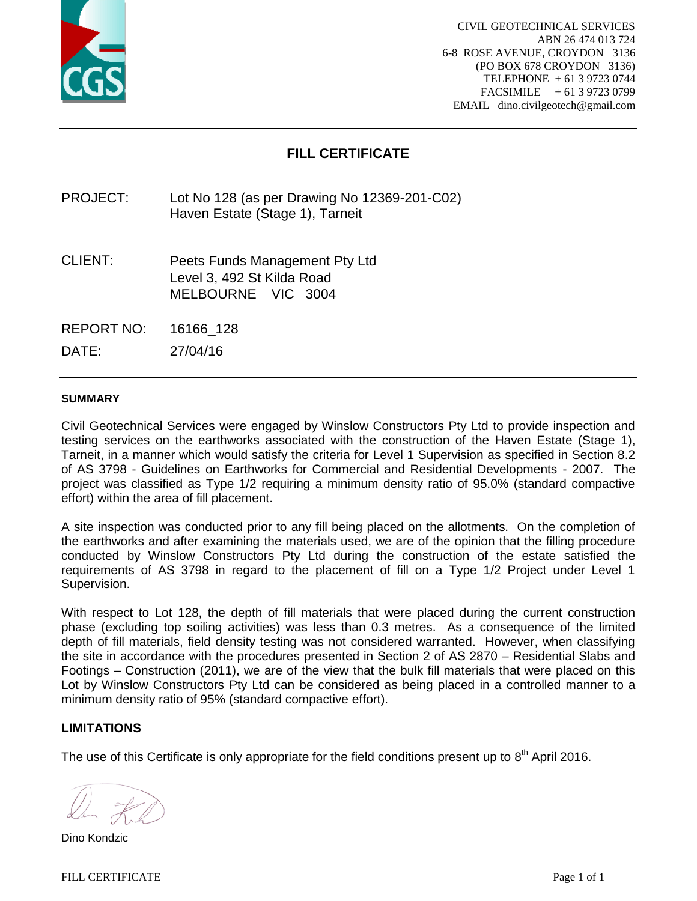CIVIL GEOTECHNICAL SERVICES
ABN 26 474 013 724
6-8 ROSE AVENUE, CROYDON 3136
(PO BOX 678 CROYDON 3136)
TELEPHONE + 61 3 9723 0744
FACSIMILE + 61 3 9723 0799
EMAIL dino.civilgeotech@gmail.com

# FILL CERTIFICATE

PROJECT: Lot No 128 (as per Drawing No 12369-201-C02)
Haven Estate (Stage 1), Tarneit

CLIENT: Peets Funds Management Pty Ltd
Level 3, 492 St Kilda Road
MELBOURNE VIC 3004

REPORT NO: 16166_128

DATE: 27/04/16

## SUMMARY

Civil Geotechnical Services were engaged by Winslow Constructors Pty Ltd to provide inspection and testing services on the earthworks associated with the construction of the Haven Estate (Stage 1), Tarneit, in a manner which would satisfy the criteria for Level 1 Supervision as specified in Section 8.2 of AS 3798 - Guidelines on Earthworks for Commercial and Residential Developments - 2007. The project was classified as Type 1/2 requiring a minimum density ratio of 95.0% (standard compactive effort) within the area of fill placement.

A site inspection was conducted prior to any fill being placed on the allotments. On the completion of the earthworks and after examining the materials used, we are of the opinion that the filling procedure conducted by Winslow Constructors Pty Ltd during the construction of the estate satisfied the requirements of AS 3798 in regard to the placement of fill on a Type 1/2 Project under Level 1 Supervision.

With respect to Lot 128, the depth of fill materials that were placed during the current construction phase (excluding top soiling activities) was less than 0.3 metres. As a consequence of the limited depth of fill materials, field density testing was not considered warranted. However, when classifying the site in accordance with the procedures presented in Section 2 of AS 2870 – Residential Slabs and Footings – Construction (2011), we are of the view that the bulk fill materials that were placed on this Lot by Winslow Constructors Pty Ltd can be considered as being placed in a controlled manner to a minimum density ratio of 95% (standard compactive effort).

## LIMITATIONS

The use of this Certificate is only appropriate for the field conditions present up to 8th April 2016.

Dino Kondzic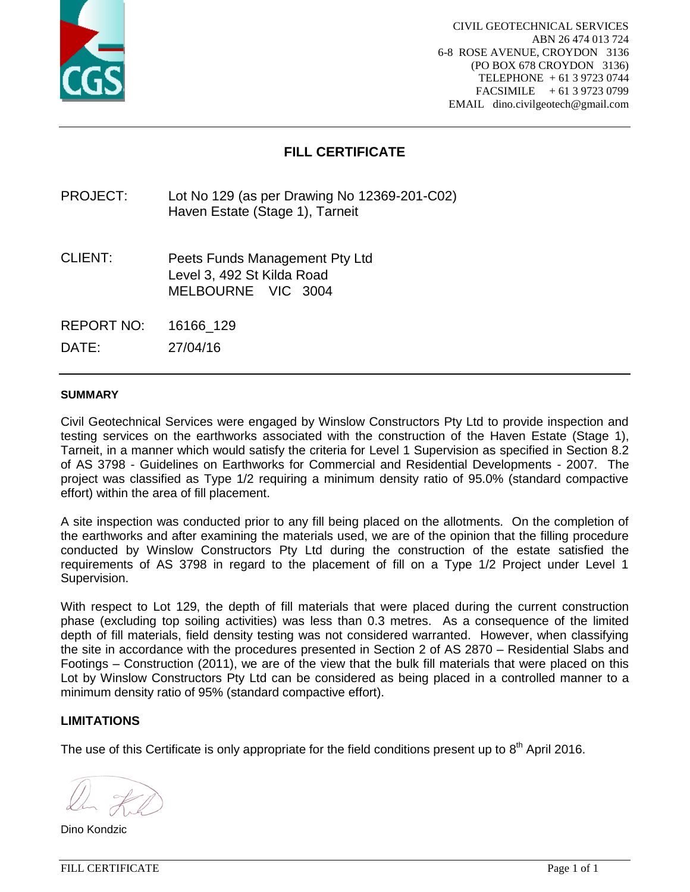CIVIL GEOTECHNICAL SERVICES
ABN 26 474 013 724
6-8 ROSE AVENUE, CROYDON 3136
(PO BOX 678 CROYDON 3136)
TELEPHONE + 61 3 9723 0744
FACSIMILE + 61 3 9723 0799
EMAIL dino.civilgeotech@gmail.com

# FILL CERTIFICATE

PROJECT: Lot No 129 (as per Drawing No 12369-201-C02)
Haven Estate (Stage 1), Tarneit

CLIENT: Peets Funds Management Pty Ltd
Level 3, 492 St Kilda Road
MELBOURNE VIC 3004

REPORT NO: 16166_129

DATE: 27/04/16

## SUMMARY

Civil Geotechnical Services were engaged by Winslow Constructors Pty Ltd to provide inspection and testing services on the earthworks associated with the construction of the Haven Estate (Stage 1), Tarneit, in a manner which would satisfy the criteria for Level 1 Supervision as specified in Section 8.2 of AS 3798 - Guidelines on Earthworks for Commercial and Residential Developments - 2007. The project was classified as Type 1/2 requiring a minimum density ratio of 95.0% (standard compactive effort) within the area of fill placement.

A site inspection was conducted prior to any fill being placed on the allotments. On the completion of the earthworks and after examining the materials used, we are of the opinion that the filling procedure conducted by Winslow Constructors Pty Ltd during the construction of the estate satisfied the requirements of AS 3798 in regard to the placement of fill on a Type 1/2 Project under Level 1 Supervision.

With respect to Lot 129, the depth of fill materials that were placed during the current construction phase (excluding top soiling activities) was less than 0.3 metres. As a consequence of the limited depth of fill materials, field density testing was not considered warranted. However, when classifying the site in accordance with the procedures presented in Section 2 of AS 2870 – Residential Slabs and Footings – Construction (2011), we are of the view that the bulk fill materials that were placed on this Lot by Winslow Constructors Pty Ltd can be considered as being placed in a controlled manner to a minimum density ratio of 95% (standard compactive effort).

## LIMITATIONS

The use of this Certificate is only appropriate for the field conditions present up to 8th April 2016.

Dino Kondzic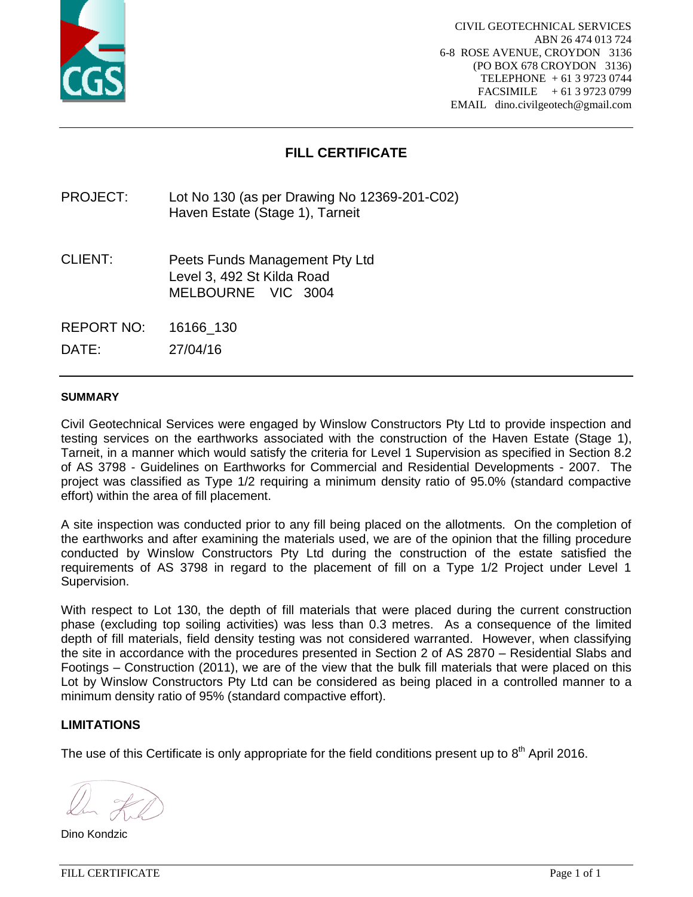CIVIL GEOTECHNICAL SERVICES
ABN 26 474 013 724
6-8 ROSE AVENUE, CROYDON 3136
(PO BOX 678 CROYDON 3136)
TELEPHONE + 61 3 9723 0744
FACSIMILE + 61 3 9723 0799
EMAIL dino.civilgeotech@gmail.com

# FILL CERTIFICATE

PROJECT: Lot No 130 (as per Drawing No 12369-201-C02)
Haven Estate (Stage 1), Tarneit

CLIENT: Peets Funds Management Pty Ltd
Level 3, 492 St Kilda Road
MELBOURNE VIC 3004

REPORT NO: 16166_130

DATE: 27/04/16

## SUMMARY

Civil Geotechnical Services were engaged by Winslow Constructors Pty Ltd to provide inspection and testing services on the earthworks associated with the construction of the Haven Estate (Stage 1), Tarneit, in a manner which would satisfy the criteria for Level 1 Supervision as specified in Section 8.2 of AS 3798 - Guidelines on Earthworks for Commercial and Residential Developments - 2007. The project was classified as Type 1/2 requiring a minimum density ratio of 95.0% (standard compactive effort) within the area of fill placement.

A site inspection was conducted prior to any fill being placed on the allotments. On the completion of the earthworks and after examining the materials used, we are of the opinion that the filling procedure conducted by Winslow Constructors Pty Ltd during the construction of the estate satisfied the requirements of AS 3798 in regard to the placement of fill on a Type 1/2 Project under Level 1 Supervision.

With respect to Lot 130, the depth of fill materials that were placed during the current construction phase (excluding top soiling activities) was less than 0.3 metres. As a consequence of the limited depth of fill materials, field density testing was not considered warranted. However, when classifying the site in accordance with the procedures presented in Section 2 of AS 2870 – Residential Slabs and Footings – Construction (2011), we are of the view that the bulk fill materials that were placed on this Lot by Winslow Constructors Pty Ltd can be considered as being placed in a controlled manner to a minimum density ratio of 95% (standard compactive effort).

## LIMITATIONS

The use of this Certificate is only appropriate for the field conditions present up to 8th April 2016.

Dino Kondzic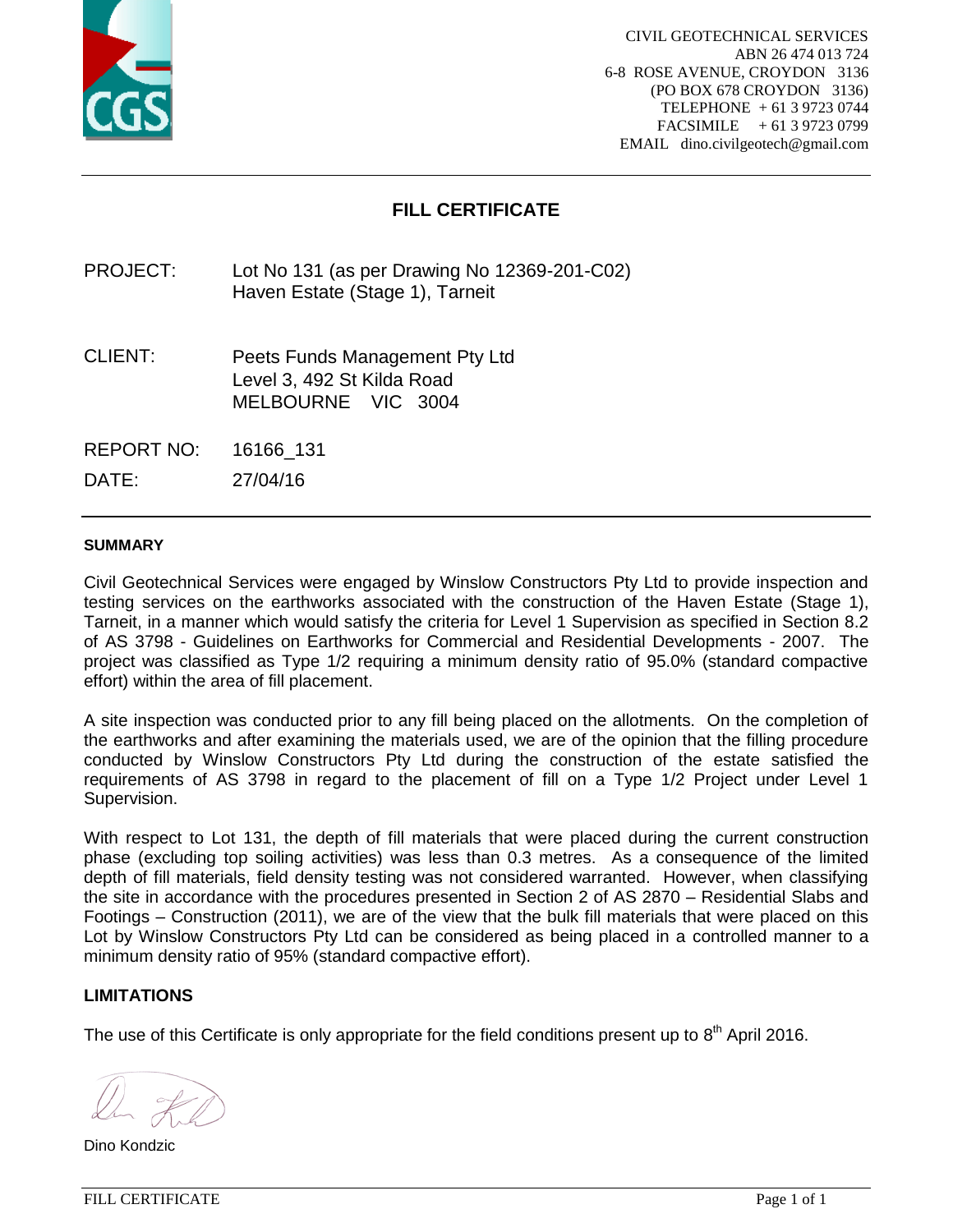CIVIL GEOTECHNICAL SERVICES
ABN 26 474 013 724
6-8 ROSE AVENUE, CROYDON 3136
(PO BOX 678 CROYDON 3136)
TELEPHONE + 61 3 9723 0744
FACSIMILE + 61 3 9723 0799
EMAIL dino.civilgeotech@gmail.com

# FILL CERTIFICATE

PROJECT: Lot No 131 (as per Drawing No 12369-201-C02)
Haven Estate (Stage 1), Tarneit

CLIENT: Peets Funds Management Pty Ltd
Level 3, 492 St Kilda Road
MELBOURNE VIC 3004

REPORT NO: 16166_131

DATE: 27/04/16

## SUMMARY

Civil Geotechnical Services were engaged by Winslow Constructors Pty Ltd to provide inspection and testing services on the earthworks associated with the construction of the Haven Estate (Stage 1), Tarneit, in a manner which would satisfy the criteria for Level 1 Supervision as specified in Section 8.2 of AS 3798 - Guidelines on Earthworks for Commercial and Residential Developments - 2007. The project was classified as Type 1/2 requiring a minimum density ratio of 95.0% (standard compactive effort) within the area of fill placement.

A site inspection was conducted prior to any fill being placed on the allotments. On the completion of the earthworks and after examining the materials used, we are of the opinion that the filling procedure conducted by Winslow Constructors Pty Ltd during the construction of the estate satisfied the requirements of AS 3798 in regard to the placement of fill on a Type 1/2 Project under Level 1 Supervision.

With respect to Lot 131, the depth of fill materials that were placed during the current construction phase (excluding top soiling activities) was less than 0.3 metres. As a consequence of the limited depth of fill materials, field density testing was not considered warranted. However, when classifying the site in accordance with the procedures presented in Section 2 of AS 2870 – Residential Slabs and Footings – Construction (2011), we are of the view that the bulk fill materials that were placed on this Lot by Winslow Constructors Pty Ltd can be considered as being placed in a controlled manner to a minimum density ratio of 95% (standard compactive effort).

## LIMITATIONS

The use of this Certificate is only appropriate for the field conditions present up to 8th April 2016.

Dino Kondzic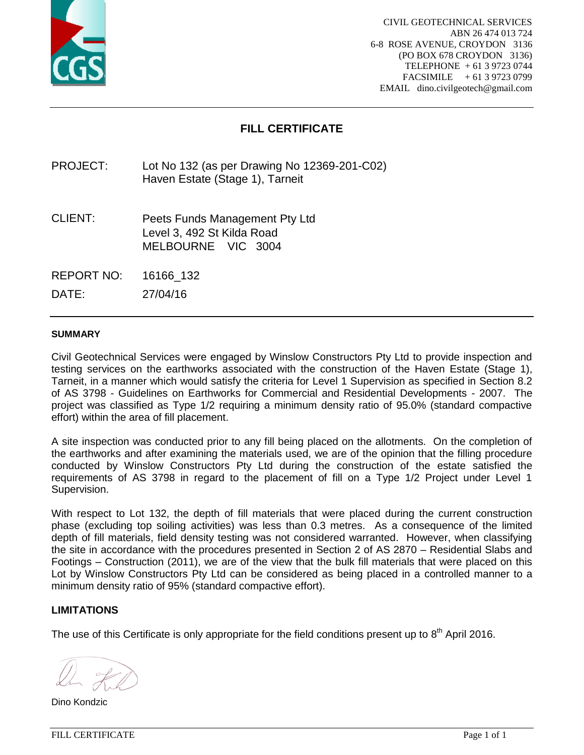CIVIL GEOTECHNICAL SERVICES
ABN 26 474 013 724
6-8 ROSE AVENUE, CROYDON 3136
(PO BOX 678 CROYDON 3136)
TELEPHONE + 61 3 9723 0744
FACSIMILE + 61 3 9723 0799
EMAIL dino.civilgeotech@gmail.com

# FILL CERTIFICATE

PROJECT: Lot No 132 (as per Drawing No 12369-201-C02)
Haven Estate (Stage 1), Tarneit

CLIENT: Peets Funds Management Pty Ltd
Level 3, 492 St Kilda Road
MELBOURNE VIC 3004

REPORT NO: 16166_132

DATE: 27/04/16

### SUMMARY

Civil Geotechnical Services were engaged by Winslow Constructors Pty Ltd to provide inspection and testing services on the earthworks associated with the construction of the Haven Estate (Stage 1), Tarneit, in a manner which would satisfy the criteria for Level 1 Supervision as specified in Section 8.2 of AS 3798 - Guidelines on Earthworks for Commercial and Residential Developments - 2007. The project was classified as Type 1/2 requiring a minimum density ratio of 95.0% (standard compactive effort) within the area of fill placement.

A site inspection was conducted prior to any fill being placed on the allotments. On the completion of the earthworks and after examining the materials used, we are of the opinion that the filling procedure conducted by Winslow Constructors Pty Ltd during the construction of the estate satisfied the requirements of AS 3798 in regard to the placement of fill on a Type 1/2 Project under Level 1 Supervision.

With respect to Lot 132, the depth of fill materials that were placed during the current construction phase (excluding top soiling activities) was less than 0.3 metres. As a consequence of the limited depth of fill materials, field density testing was not considered warranted. However, when classifying the site in accordance with the procedures presented in Section 2 of AS 2870 – Residential Slabs and Footings – Construction (2011), we are of the view that the bulk fill materials that were placed on this Lot by Winslow Constructors Pty Ltd can be considered as being placed in a controlled manner to a minimum density ratio of 95% (standard compactive effort).

### LIMITATIONS

The use of this Certificate is only appropriate for the field conditions present up to 8th April 2016.

Dino Kondzic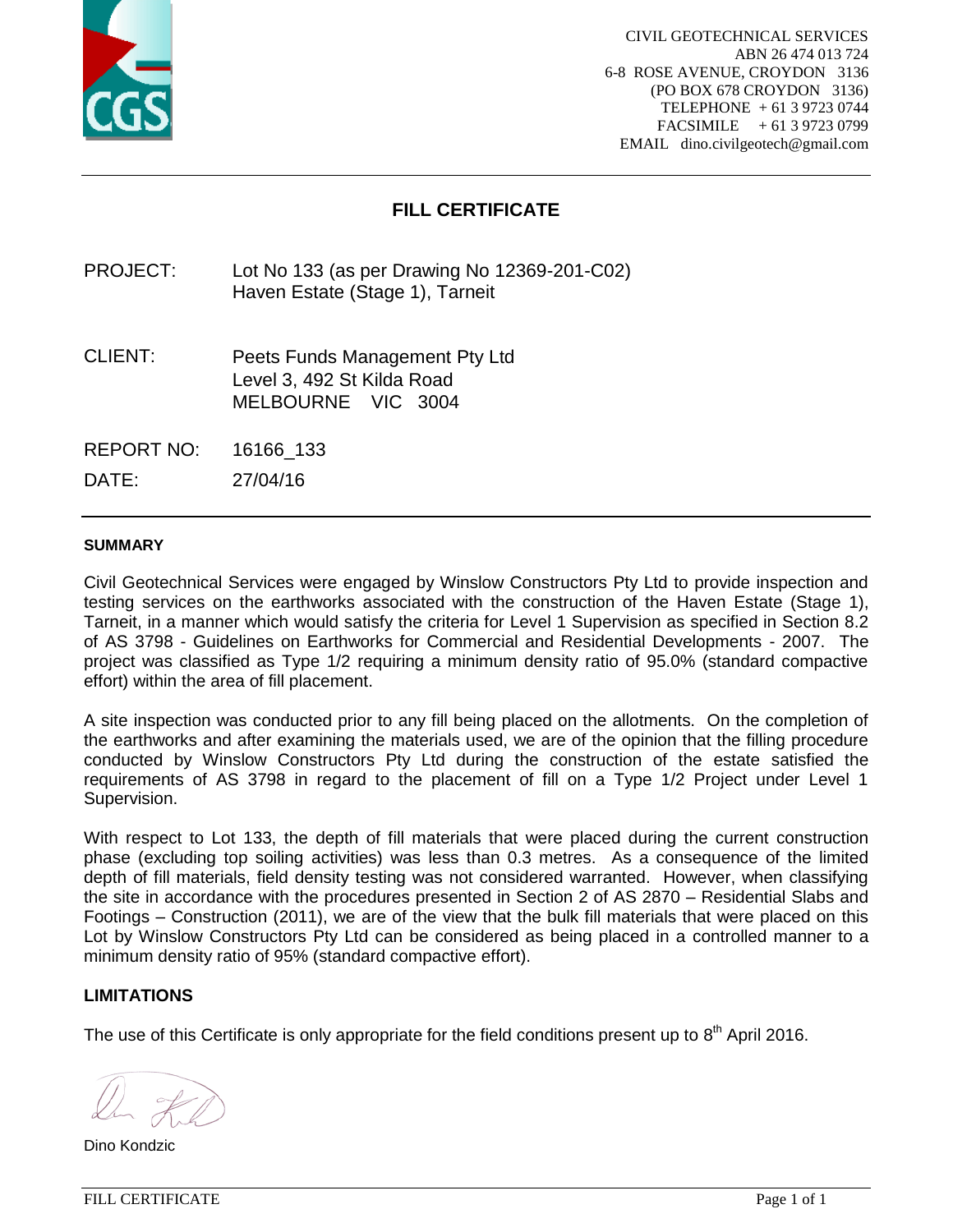CIVIL GEOTECHNICAL SERVICES
ABN 26 474 013 724
6-8 ROSE AVENUE, CROYDON 3136
(PO BOX 678 CROYDON 3136)
TELEPHONE + 61 3 9723 0744
FACSIMILE + 61 3 9723 0799
EMAIL dino.civilgeotech@gmail.com

# FILL CERTIFICATE

PROJECT: Lot No 133 (as per Drawing No 12369-201-C02)
Haven Estate (Stage 1), Tarneit

CLIENT: Peets Funds Management Pty Ltd
Level 3, 492 St Kilda Road
MELBOURNE VIC 3004

REPORT NO: 16166_133

DATE: 27/04/16

## SUMMARY

Civil Geotechnical Services were engaged by Winslow Constructors Pty Ltd to provide inspection and testing services on the earthworks associated with the construction of the Haven Estate (Stage 1), Tarneit, in a manner which would satisfy the criteria for Level 1 Supervision as specified in Section 8.2 of AS 3798 - Guidelines on Earthworks for Commercial and Residential Developments - 2007. The project was classified as Type 1/2 requiring a minimum density ratio of 95.0% (standard compactive effort) within the area of fill placement.

A site inspection was conducted prior to any fill being placed on the allotments. On the completion of the earthworks and after examining the materials used, we are of the opinion that the filling procedure conducted by Winslow Constructors Pty Ltd during the construction of the estate satisfied the requirements of AS 3798 in regard to the placement of fill on a Type 1/2 Project under Level 1 Supervision.

With respect to Lot 133, the depth of fill materials that were placed during the current construction phase (excluding top soiling activities) was less than 0.3 metres. As a consequence of the limited depth of fill materials, field density testing was not considered warranted. However, when classifying the site in accordance with the procedures presented in Section 2 of AS 2870 – Residential Slabs and Footings – Construction (2011), we are of the view that the bulk fill materials that were placed on this Lot by Winslow Constructors Pty Ltd can be considered as being placed in a controlled manner to a minimum density ratio of 95% (standard compactive effort).

## LIMITATIONS

The use of this Certificate is only appropriate for the field conditions present up to 8th April 2016.

Dino Kondzic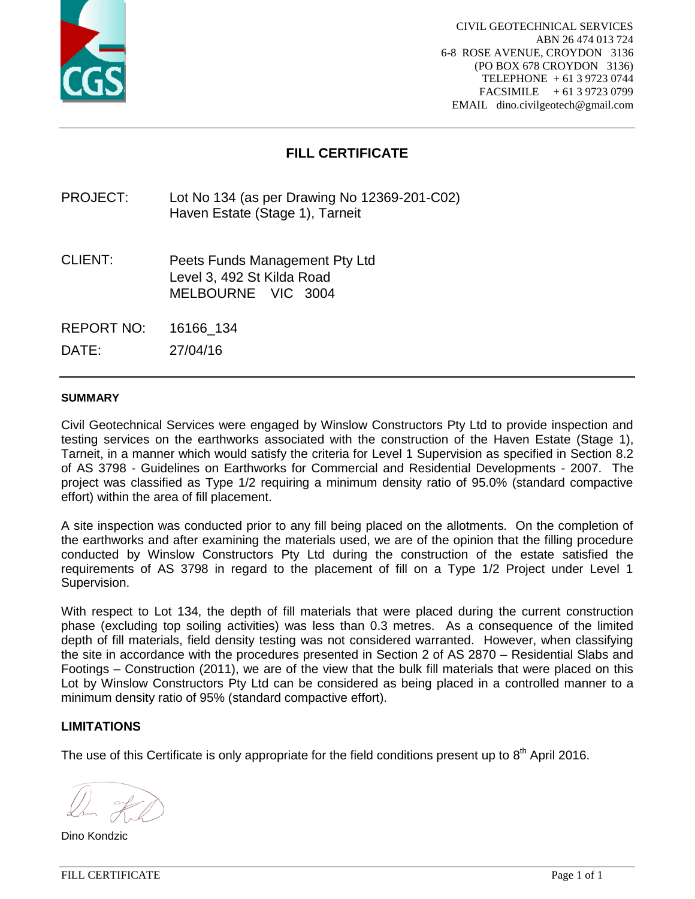CIVIL GEOTECHNICAL SERVICES
ABN 26 474 013 724
6-8 ROSE AVENUE, CROYDON 3136
(PO BOX 678 CROYDON 3136)
TELEPHONE + 61 3 9723 0744
FACSIMILE + 61 3 9723 0799
EMAIL dino.civilgeotech@gmail.com

# FILL CERTIFICATE

PROJECT: Lot No 134 (as per Drawing No 12369-201-C02)
Haven Estate (Stage 1), Tarneit

CLIENT: Peets Funds Management Pty Ltd
Level 3, 492 St Kilda Road
MELBOURNE VIC 3004

REPORT NO: 16166_134

DATE: 27/04/16

## SUMMARY

Civil Geotechnical Services were engaged by Winslow Constructors Pty Ltd to provide inspection and testing services on the earthworks associated with the construction of the Haven Estate (Stage 1), Tarneit, in a manner which would satisfy the criteria for Level 1 Supervision as specified in Section 8.2 of AS 3798 - Guidelines on Earthworks for Commercial and Residential Developments - 2007. The project was classified as Type 1/2 requiring a minimum density ratio of 95.0% (standard compactive effort) within the area of fill placement.

A site inspection was conducted prior to any fill being placed on the allotments. On the completion of the earthworks and after examining the materials used, we are of the opinion that the filling procedure conducted by Winslow Constructors Pty Ltd during the construction of the estate satisfied the requirements of AS 3798 in regard to the placement of fill on a Type 1/2 Project under Level 1 Supervision.

With respect to Lot 134, the depth of fill materials that were placed during the current construction phase (excluding top soiling activities) was less than 0.3 metres. As a consequence of the limited depth of fill materials, field density testing was not considered warranted. However, when classifying the site in accordance with the procedures presented in Section 2 of AS 2870 – Residential Slabs and Footings – Construction (2011), we are of the view that the bulk fill materials that were placed on this Lot by Winslow Constructors Pty Ltd can be considered as being placed in a controlled manner to a minimum density ratio of 95% (standard compactive effort).

## LIMITATIONS

The use of this Certificate is only appropriate for the field conditions present up to 8th April 2016.

Dino Kondzic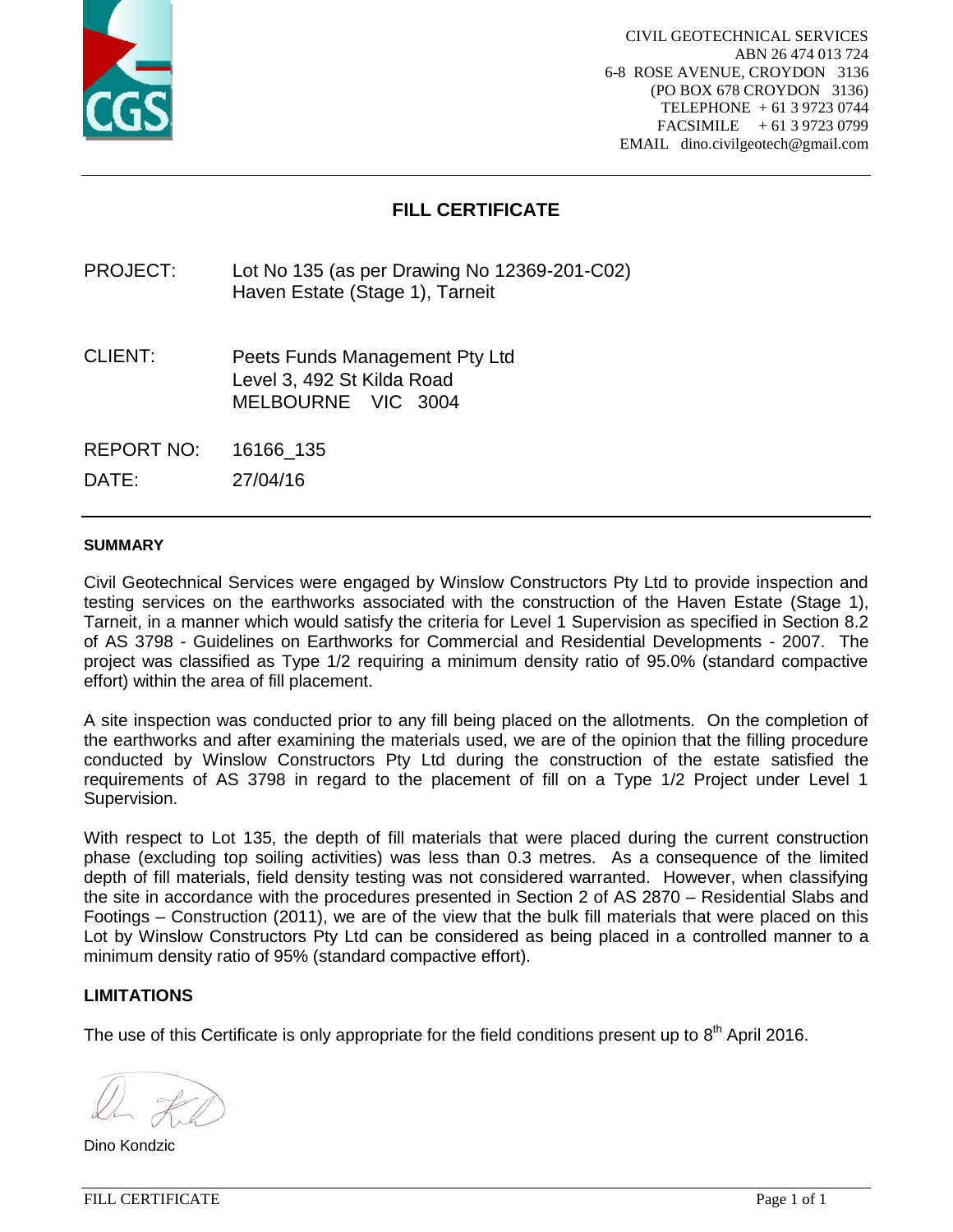CIVIL GEOTECHNICAL SERVICES
ABN 26 474 013 724
6-8 ROSE AVENUE, CROYDON 3136
(PO BOX 678 CROYDON 3136)
TELEPHONE + 61 3 9723 0744
FACSIMILE + 61 3 9723 0799
EMAIL dino.civilgeotech@gmail.com

# FILL CERTIFICATE

PROJECT: Lot No 135 (as per Drawing No 12369-201-C02)
Haven Estate (Stage 1), Tarneit

CLIENT: Peets Funds Management Pty Ltd
Level 3, 492 St Kilda Road
MELBOURNE VIC 3004

REPORT NO: 16166_135

DATE: 27/04/16

### SUMMARY

Civil Geotechnical Services were engaged by Winslow Constructors Pty Ltd to provide inspection and testing services on the earthworks associated with the construction of the Haven Estate (Stage 1), Tarneit, in a manner which would satisfy the criteria for Level 1 Supervision as specified in Section 8.2 of AS 3798 - Guidelines on Earthworks for Commercial and Residential Developments - 2007. The project was classified as Type 1/2 requiring a minimum density ratio of 95.0% (standard compactive effort) within the area of fill placement.

A site inspection was conducted prior to any fill being placed on the allotments. On the completion of the earthworks and after examining the materials used, we are of the opinion that the filling procedure conducted by Winslow Constructors Pty Ltd during the construction of the estate satisfied the requirements of AS 3798 in regard to the placement of fill on a Type 1/2 Project under Level 1 Supervision.

With respect to Lot 135, the depth of fill materials that were placed during the current construction phase (excluding top soiling activities) was less than 0.3 metres. As a consequence of the limited depth of fill materials, field density testing was not considered warranted. However, when classifying the site in accordance with the procedures presented in Section 2 of AS 2870 – Residential Slabs and Footings – Construction (2011), we are of the view that the bulk fill materials that were placed on this Lot by Winslow Constructors Pty Ltd can be considered as being placed in a controlled manner to a minimum density ratio of 95% (standard compactive effort).

### LIMITATIONS

The use of this Certificate is only appropriate for the field conditions present up to 8th April 2016.

Dino Kondzic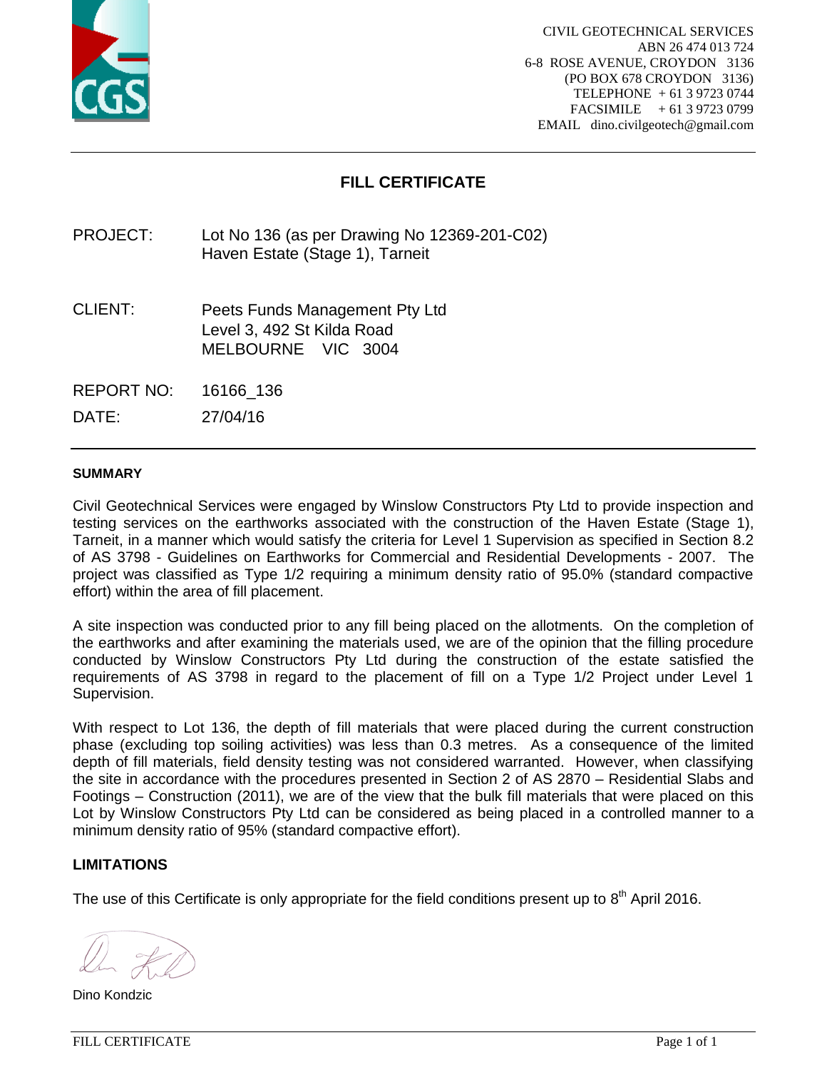CIVIL GEOTECHNICAL SERVICES
ABN 26 474 013 724
6-8 ROSE AVENUE, CROYDON 3136
(PO BOX 678 CROYDON 3136)
TELEPHONE + 61 3 9723 0744
FACSIMILE + 61 3 9723 0799
EMAIL dino.civilgeotech@gmail.com

# FILL CERTIFICATE

PROJECT: Lot No 136 (as per Drawing No 12369-201-C02)
Haven Estate (Stage 1), Tarneit

CLIENT: Peets Funds Management Pty Ltd
Level 3, 492 St Kilda Road
MELBOURNE VIC 3004

REPORT NO: 16166_136

DATE: 27/04/16

## SUMMARY

Civil Geotechnical Services were engaged by Winslow Constructors Pty Ltd to provide inspection and testing services on the earthworks associated with the construction of the Haven Estate (Stage 1), Tarneit, in a manner which would satisfy the criteria for Level 1 Supervision as specified in Section 8.2 of AS 3798 - Guidelines on Earthworks for Commercial and Residential Developments - 2007. The project was classified as Type 1/2 requiring a minimum density ratio of 95.0% (standard compactive effort) within the area of fill placement.

A site inspection was conducted prior to any fill being placed on the allotments. On the completion of the earthworks and after examining the materials used, we are of the opinion that the filling procedure conducted by Winslow Constructors Pty Ltd during the construction of the estate satisfied the requirements of AS 3798 in regard to the placement of fill on a Type 1/2 Project under Level 1 Supervision.

With respect to Lot 136, the depth of fill materials that were placed during the current construction phase (excluding top soiling activities) was less than 0.3 metres. As a consequence of the limited depth of fill materials, field density testing was not considered warranted. However, when classifying the site in accordance with the procedures presented in Section 2 of AS 2870 – Residential Slabs and Footings – Construction (2011), we are of the view that the bulk fill materials that were placed on this Lot by Winslow Constructors Pty Ltd can be considered as being placed in a controlled manner to a minimum density ratio of 95% (standard compactive effort).

## LIMITATIONS

The use of this Certificate is only appropriate for the field conditions present up to 8th April 2016.

Dino Kondzic